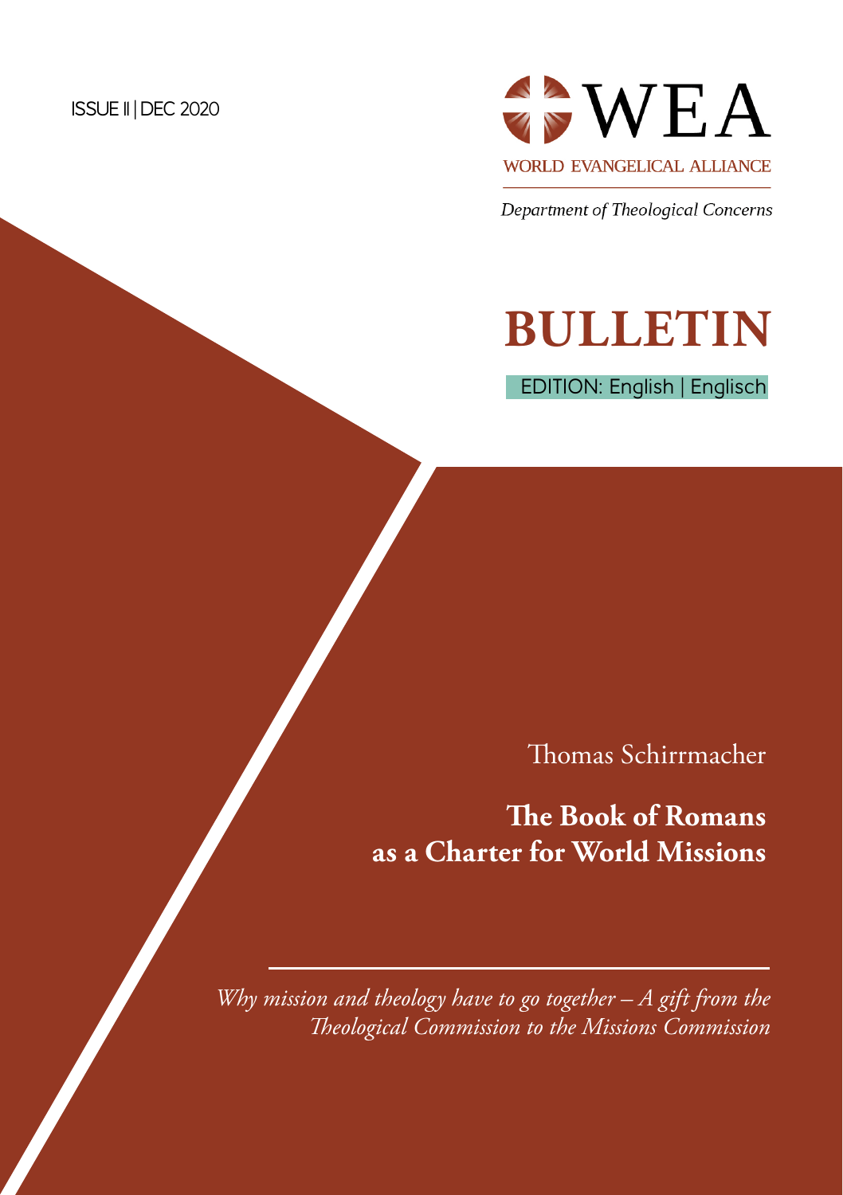ISSUE II | DEC 2020

WEA

WORLD EVANGELICAL ALLIANCE

*Department of Theological Concerns*

# BULLETIN

EDITION: English | Englisch

Thomas Schirrmacher

## The Book of Romans as a Charter for World Missions

*Why mission and theology have to go together – A gift from the Theological Commission to the Missions Commission*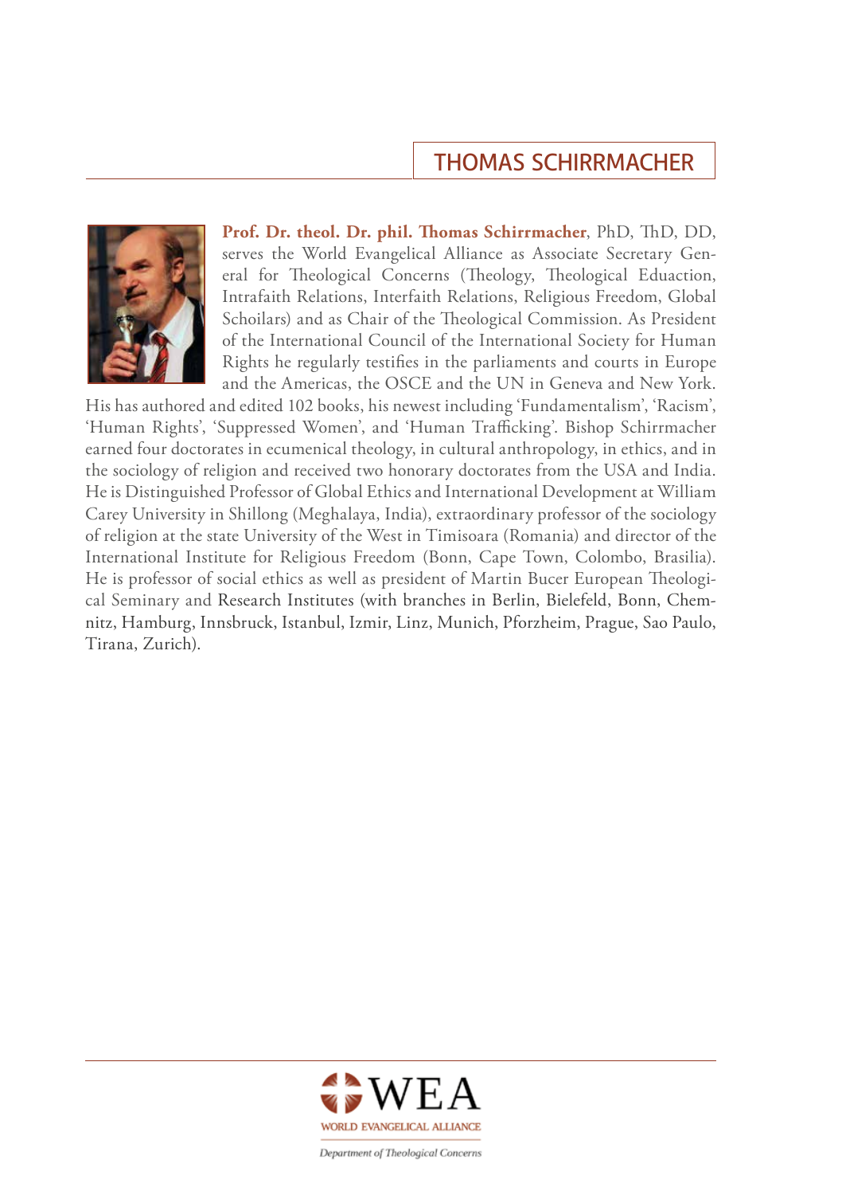## THOMAS SCHIRRMACHER

**Prof. Dr. theol. Dr. phil. Thomas Schirrmacher**, PhD, ThD, DD, serves the World Evangelical Alliance as Associate Secretary General for Theological Concerns (Theology, Theological Eduaction, Intrafaith Relations, Interfaith Relations, Religious Freedom, Global Schoilars) and as Chair of the Theological Commission. As President of the International Council of the International Society for Human Rights he regularly testifies in the parliaments and courts in Europe and the Americas, the OSCE and the UN in Geneva and New York. His has authored and edited 102 books, his newest including 'Fundamentalism', 'Racism', 'Human Rights', 'Suppressed Women', and 'Human Trafficking'. Bishop Schirrmacher earned four doctorates in ecumenical theology, in cultural anthropology, in ethics, and in the sociology of religion and received two honorary doctorates from the USA and India. He is Distinguished Professor of Global Ethics and International Development at William Carey University in Shillong (Meghalaya, India), extraordinary professor of the sociology of religion at the state University of the West in Timisoara (Romania) and director of the International Institute for Religious Freedom (Bonn, Cape Town, Colombo, Brasilia). He is professor of social ethics as well as president of Martin Bucer European Theological Seminary and Research Institutes (with branches in Berlin, Bielefeld, Bonn, Chemnitz, Hamburg, Innsbruck, Istanbul, Izmir, Linz, Munich, Pforzheim, Prague, Sao Paulo, Tirana, Zurich).

WEA
WORLD EVANGELICAL ALLIANCE
*Department of Theological Concerns*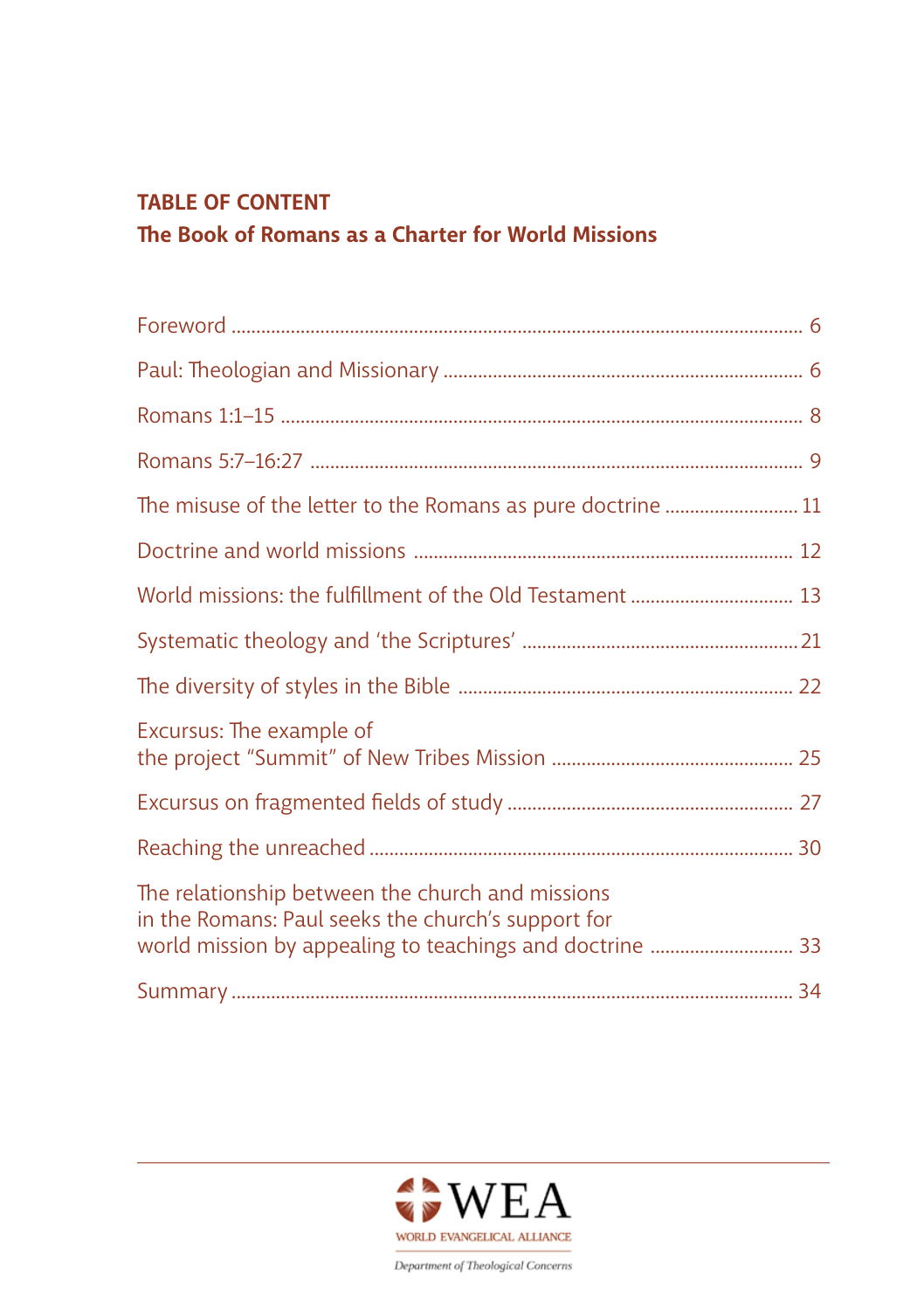## TABLE OF CONTENT

### The Book of Romans as a Charter for World Missions

| | |
|---|---|
| Foreword | 6 |
| Paul: Theologian and Missionary | 6 |
| Romans 1:1–15 | 8 |
| Romans 5:7–16:27 | 9 |
| The misuse of the letter to the Romans as pure doctrine | 11 |
| Doctrine and world missions | 12 |
| World missions: the fulfillment of the Old Testament | 13 |
| Systematic theology and 'the Scriptures' | 21 |
| The diversity of styles in the Bible | 22 |
| Excursus: The example of the project "Summit" of New Tribes Mission | 25 |
| Excursus on fragmented fields of study | 27 |
| Reaching the unreached | 30 |
| The relationship between the church and missions in the Romans: Paul seeks the church's support for world mission by appealing to teachings and doctrine | 33 |
| Summary | 34 |

WEA
WORLD EVANGELICAL ALLIANCE
Department of Theological Concerns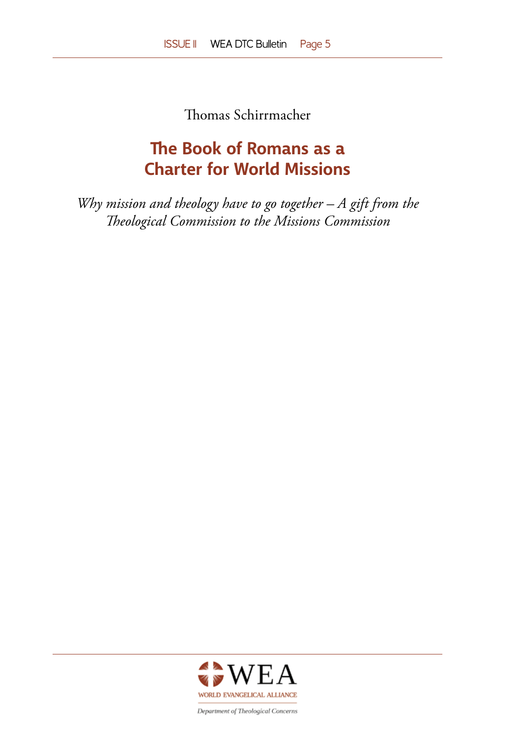Thomas Schirrmacher

# The Book of Romans as a Charter for World Missions

*Why mission and theology have to go together – A gift from the Theological Commission to the Missions Commission*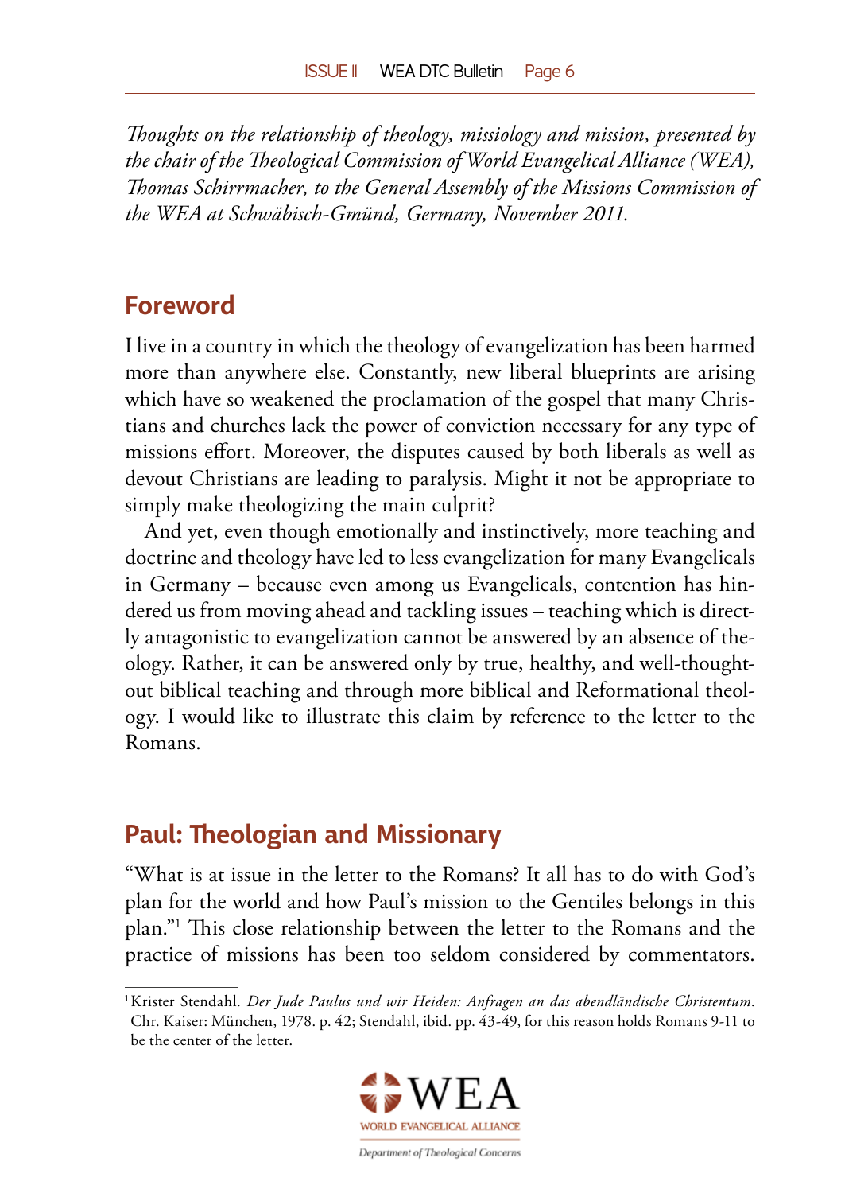*Thoughts on the relationship of theology, missiology and mission, presented by the chair of the Theological Commission of World Evangelical Alliance (WEA), Thomas Schirrmacher, to the General Assembly of the Missions Commission of the WEA at Schwäbisch-Gmünd, Germany, November 2011.*

## Foreword

I live in a country in which the theology of evangelization has been harmed more than anywhere else. Constantly, new liberal blueprints are arising which have so weakened the proclamation of the gospel that many Christians and churches lack the power of conviction necessary for any type of missions effort. Moreover, the disputes caused by both liberals as well as devout Christians are leading to paralysis. Might it not be appropriate to simply make theologizing the main culprit?

And yet, even though emotionally and instinctively, more teaching and doctrine and theology have led to less evangelization for many Evangelicals in Germany – because even among us Evangelicals, contention has hindered us from moving ahead and tackling issues – teaching which is directly antagonistic to evangelization cannot be answered by an absence of theology. Rather, it can be answered only by true, healthy, and well-thought-out biblical teaching and through more biblical and Reformational theology. I would like to illustrate this claim by reference to the letter to the Romans.

## Paul: Theologian and Missionary

"What is at issue in the letter to the Romans? It all has to do with God's plan for the world and how Paul's mission to the Gentiles belongs in this plan."[1] This close relationship between the letter to the Romans and the practice of missions has been too seldom considered by commentators.

---

[1] Krister Stendahl. *Der Jude Paulus und wir Heiden: Anfragen an das abendländische Christentum*. Chr. Kaiser: München, 1978. p. 42; Stendahl, ibid. pp. 43-49, for this reason holds Romans 9-11 to be the center of the letter.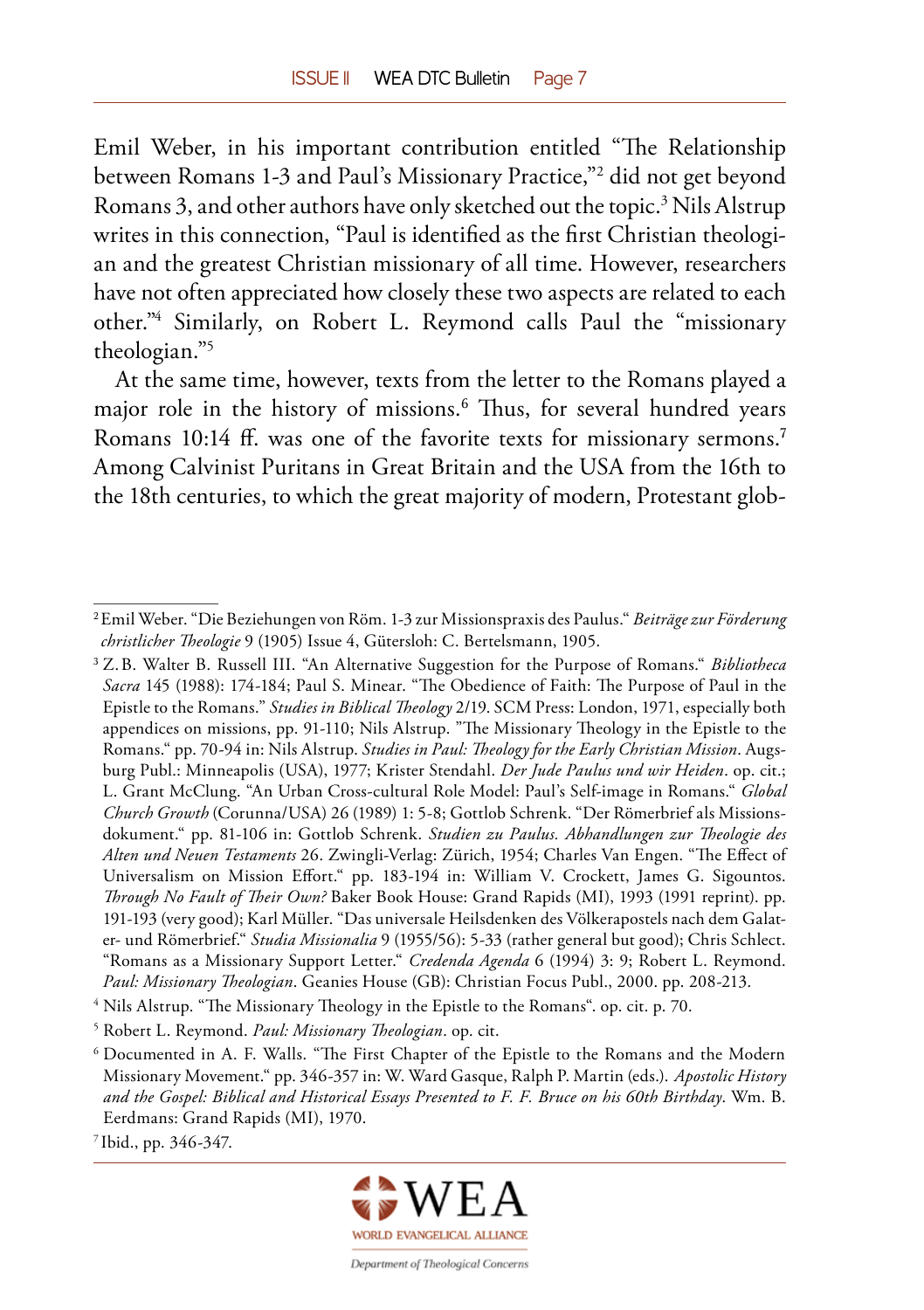Emil Weber, in his important contribution entitled "The Relationship between Romans 1-3 and Paul's Missionary Practice,"[2] did not get beyond Romans 3, and other authors have only sketched out the topic.[3] Nils Alstrup writes in this connection, "Paul is identified as the first Christian theologian and the greatest Christian missionary of all time. However, researchers have not often appreciated how closely these two aspects are related to each other."[4] Similarly, on Robert L. Reymond calls Paul the "missionary theologian."[5]

At the same time, however, texts from the letter to the Romans played a major role in the history of missions.[6] Thus, for several hundred years Romans 10:14 ff. was one of the favorite texts for missionary sermons.[7] Among Calvinist Puritans in Great Britain and the USA from the 16th to the 18th centuries, to which the great majority of modern, Protestant glob-

---

[2] Emil Weber. "Die Beziehungen von Röm. 1-3 zur Missionspraxis des Paulus." *Beiträge zur Förderung christlicher Theologie* 9 (1905) Issue 4, Gütersloh: C. Bertelsmann, 1905.

[3] Z. B. Walter B. Russell III. "An Alternative Suggestion for the Purpose of Romans." *Bibliotheca Sacra* 145 (1988): 174-184; Paul S. Minear. "The Obedience of Faith: The Purpose of Paul in the Epistle to the Romans." *Studies in Biblical Theology* 2/19. SCM Press: London, 1971, especially both appendices on missions, pp. 91-110; Nils Alstrup. "The Missionary Theology in the Epistle to the Romans." pp. 70-94 in: Nils Alstrup. *Studies in Paul: Theology for the Early Christian Mission*. Augsburg Publ.: Minneapolis (USA), 1977; Krister Stendahl. *Der Jude Paulus und wir Heiden*. op. cit.; L. Grant McClung. "An Urban Cross-cultural Role Model: Paul's Self-image in Romans." *Global Church Growth* (Corunna/USA) 26 (1989) 1: 5-8; Gottlob Schrenk. "Der Römerbrief als Missionsdokument." pp. 81-106 in: Gottlob Schrenk. *Studien zu Paulus. Abhandlungen zur Theologie des Alten und Neuen Testaments* 26. Zwingli-Verlag: Zürich, 1954; Charles Van Engen. "The Effect of Universalism on Mission Effort." pp. 183-194 in: William V. Crockett, James G. Sigountos. *Through No Fault of Their Own?* Baker Book House: Grand Rapids (MI), 1993 (1991 reprint). pp. 191-193 (very good); Karl Müller. "Das universale Heilsdenken des Völkerapostels nach dem Galater- und Römerbrief." *Studia Missionalia* 9 (1955/56): 5-33 (rather general but good); Chris Schlect. "Romans as a Missionary Support Letter." *Credenda Agenda* 6 (1994) 3: 9; Robert L. Reymond. *Paul: Missionary Theologian*. Geanies House (GB): Christian Focus Publ., 2000. pp. 208-213.

[4] Nils Alstrup. "The Missionary Theology in the Epistle to the Romans". op. cit. p. 70.

[5] Robert L. Reymond. *Paul: Missionary Theologian*. op. cit.

[6] Documented in A. F. Walls. "The First Chapter of the Epistle to the Romans and the Modern Missionary Movement." pp. 346-357 in: W. Ward Gasque, Ralph P. Martin (eds.). *Apostolic History and the Gospel: Biblical and Historical Essays Presented to F. F. Bruce on his 60th Birthday*. Wm. B. Eerdmans: Grand Rapids (MI), 1970.

[7] Ibid., pp. 346-347.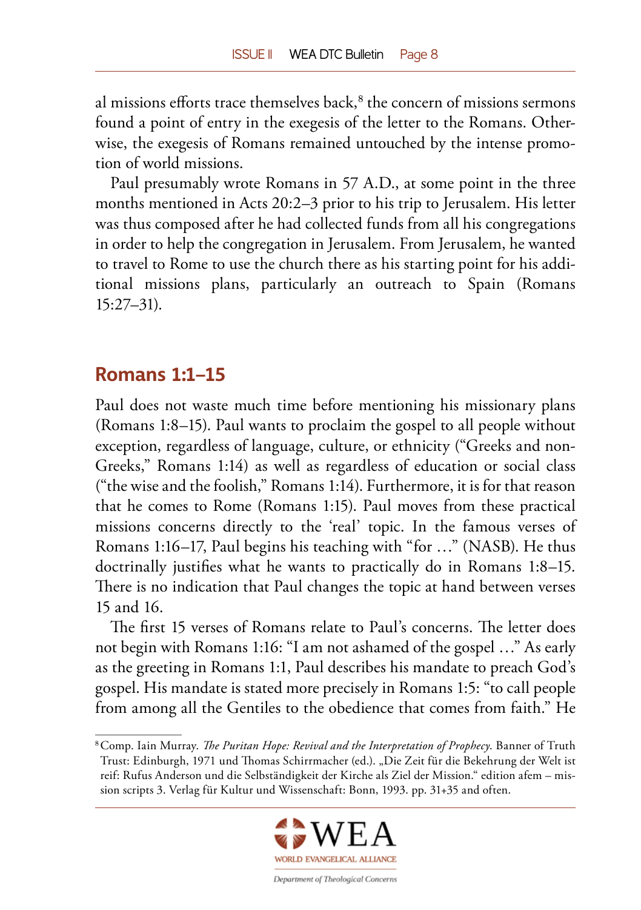al missions efforts trace themselves back,[8] the concern of missions sermons found a point of entry in the exegesis of the letter to the Romans. Otherwise, the exegesis of Romans remained untouched by the intense promotion of world missions.

Paul presumably wrote Romans in 57 A.D., at some point in the three months mentioned in Acts 20:2–3 prior to his trip to Jerusalem. His letter was thus composed after he had collected funds from all his congregations in order to help the congregation in Jerusalem. From Jerusalem, he wanted to travel to Rome to use the church there as his starting point for his additional missions plans, particularly an outreach to Spain (Romans 15:27–31).

## Romans 1:1–15

Paul does not waste much time before mentioning his missionary plans (Romans 1:8–15). Paul wants to proclaim the gospel to all people without exception, regardless of language, culture, or ethnicity ("Greeks and non-Greeks," Romans 1:14) as well as regardless of education or social class ("the wise and the foolish," Romans 1:14). Furthermore, it is for that reason that he comes to Rome (Romans 1:15). Paul moves from these practical missions concerns directly to the 'real' topic. In the famous verses of Romans 1:16–17, Paul begins his teaching with "for …" (NASB). He thus doctrinally justifies what he wants to practically do in Romans 1:8–15. There is no indication that Paul changes the topic at hand between verses 15 and 16.

The first 15 verses of Romans relate to Paul's concerns. The letter does not begin with Romans 1:16: "I am not ashamed of the gospel …" As early as the greeting in Romans 1:1, Paul describes his mandate to preach God's gospel. His mandate is stated more precisely in Romans 1:5: "to call people from among all the Gentiles to the obedience that comes from faith." He

---

[8] Comp. Iain Murray. *The Puritan Hope: Revival and the Interpretation of Prophecy*. Banner of Truth Trust: Edinburgh, 1971 und Thomas Schirrmacher (ed.). „Die Zeit für die Bekehrung der Welt ist reif: Rufus Anderson und die Selbständigkeit der Kirche als Ziel der Mission." edition afem – mission scripts 3. Verlag für Kultur und Wissenschaft: Bonn, 1993. pp. 31+35 and often.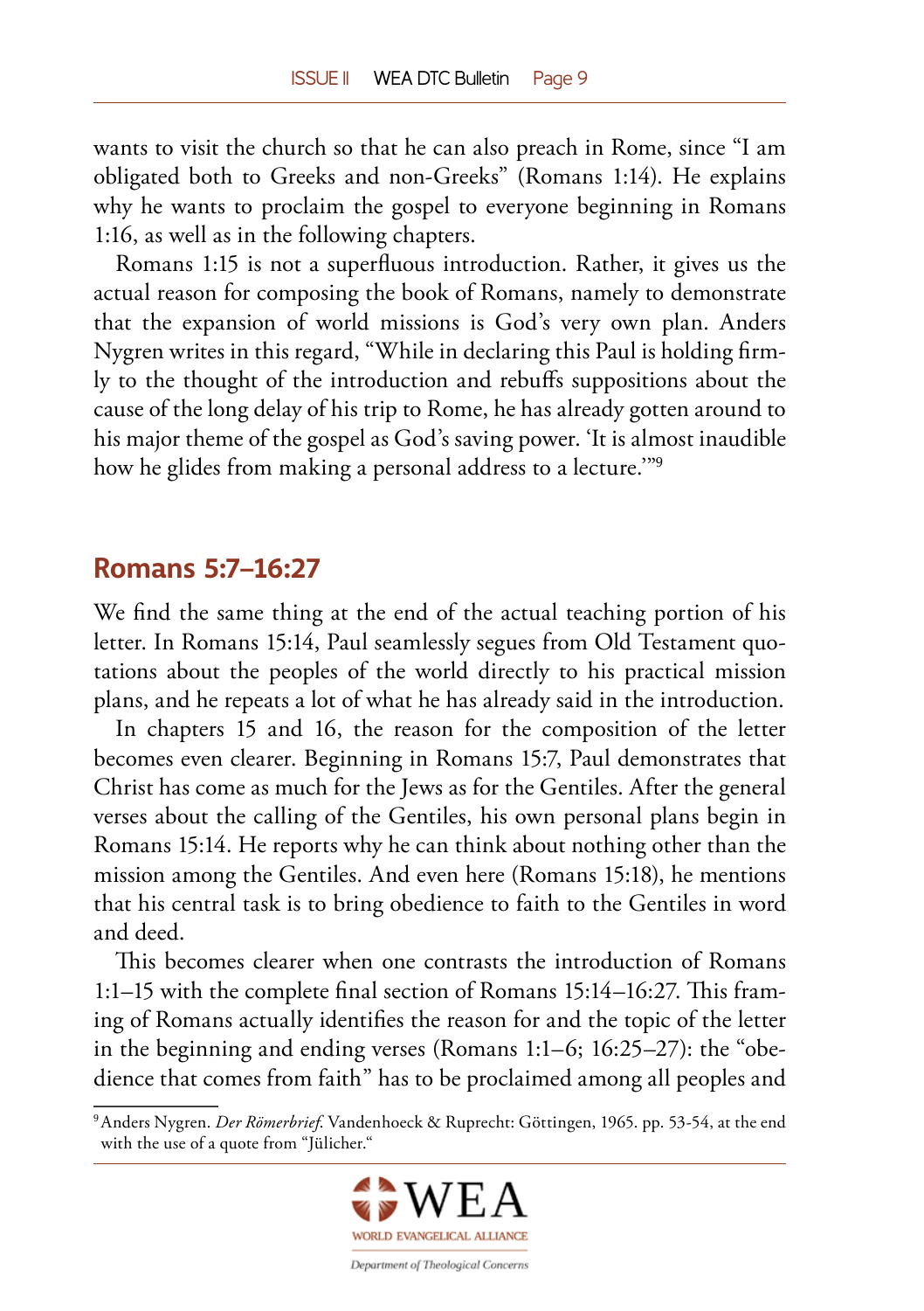wants to visit the church so that he can also preach in Rome, since "I am obligated both to Greeks and non-Greeks" (Romans 1:14). He explains why he wants to proclaim the gospel to everyone beginning in Romans 1:16, as well as in the following chapters.

Romans 1:15 is not a superfluous introduction. Rather, it gives us the actual reason for composing the book of Romans, namely to demonstrate that the expansion of world missions is God's very own plan. Anders Nygren writes in this regard, "While in declaring this Paul is holding firmly to the thought of the introduction and rebuffs suppositions about the cause of the long delay of his trip to Rome, he has already gotten around to his major theme of the gospel as God's saving power. 'It is almost inaudible how he glides from making a personal address to a lecture.'"[9]

## Romans 5:7–16:27

We find the same thing at the end of the actual teaching portion of his letter. In Romans 15:14, Paul seamlessly segues from Old Testament quotations about the peoples of the world directly to his practical mission plans, and he repeats a lot of what he has already said in the introduction.

In chapters 15 and 16, the reason for the composition of the letter becomes even clearer. Beginning in Romans 15:7, Paul demonstrates that Christ has come as much for the Jews as for the Gentiles. After the general verses about the calling of the Gentiles, his own personal plans begin in Romans 15:14. He reports why he can think about nothing other than the mission among the Gentiles. And even here (Romans 15:18), he mentions that his central task is to bring obedience to faith to the Gentiles in word and deed.

This becomes clearer when one contrasts the introduction of Romans 1:1–15 with the complete final section of Romans 15:14–16:27. This framing of Romans actually identifies the reason for and the topic of the letter in the beginning and ending verses (Romans 1:1–6; 16:25–27): the "obedience that comes from faith" has to be proclaimed among all peoples and

---

[9] Anders Nygren. *Der Römerbrief.* Vandenhoeck & Ruprecht: Göttingen, 1965. pp. 53-54, at the end with the use of a quote from "Jülicher."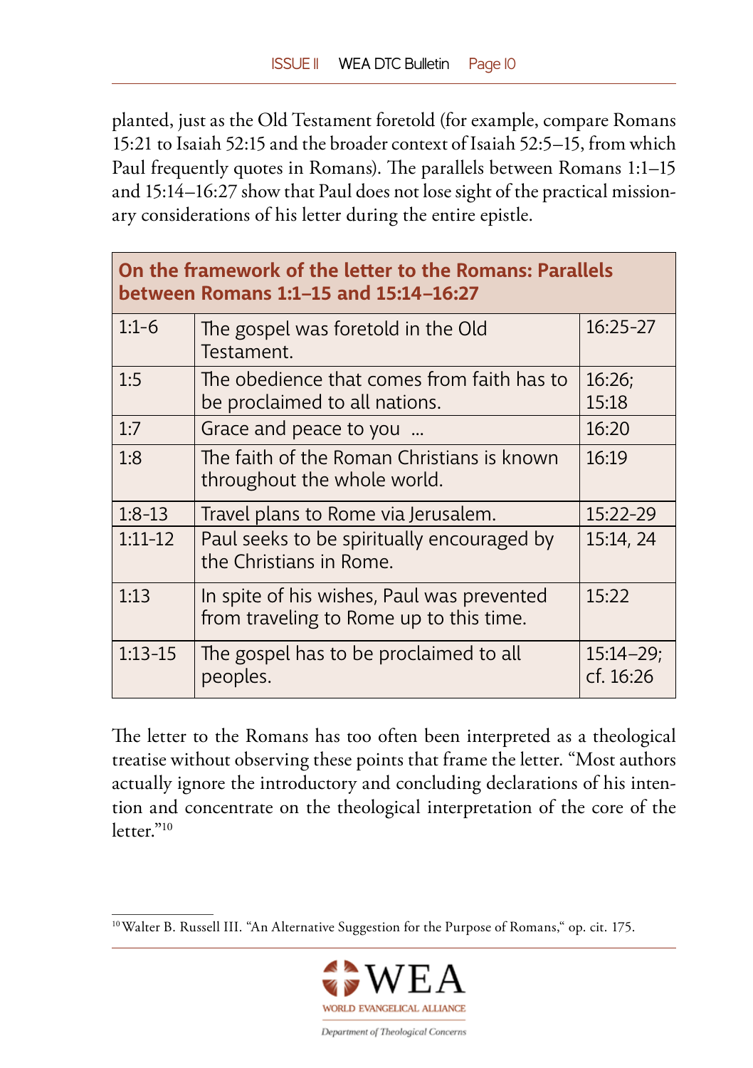planted, just as the Old Testament foretold (for example, compare Romans 15:21 to Isaiah 52:15 and the broader context of Isaiah 52:5–15, from which Paul frequently quotes in Romans). The parallels between Romans 1:1–15 and 15:14–16:27 show that Paul does not lose sight of the practical missionary considerations of his letter during the entire epistle.

| **On the framework of the letter to the Romans: Parallels between Romans 1:1–15 and 15:14–16:27** | | |
|---|---|---|
| 1:1-6 | The gospel was foretold in the Old Testament. | 16:25-27 |
| 1:5 | The obedience that comes from faith has to be proclaimed to all nations. | 16:26; 15:18 |
| 1:7 | Grace and peace to you … | 16:20 |
| 1:8 | The faith of the Roman Christians is known throughout the whole world. | 16:19 |
| 1:8-13 | Travel plans to Rome via Jerusalem. | 15:22-29 |
| 1:11-12 | Paul seeks to be spiritually encouraged by the Christians in Rome. | 15:14, 24 |
| 1:13 | In spite of his wishes, Paul was prevented from traveling to Rome up to this time. | 15:22 |
| 1:13-15 | The gospel has to be proclaimed to all peoples. | 15:14–29; cf. 16:26 |

The letter to the Romans has too often been interpreted as a theological treatise without observing these points that frame the letter. "Most authors actually ignore the introductory and concluding declarations of his intention and concentrate on the theological interpretation of the core of the letter."[10]

[10] Walter B. Russell III. "An Alternative Suggestion for the Purpose of Romans," op. cit. 175.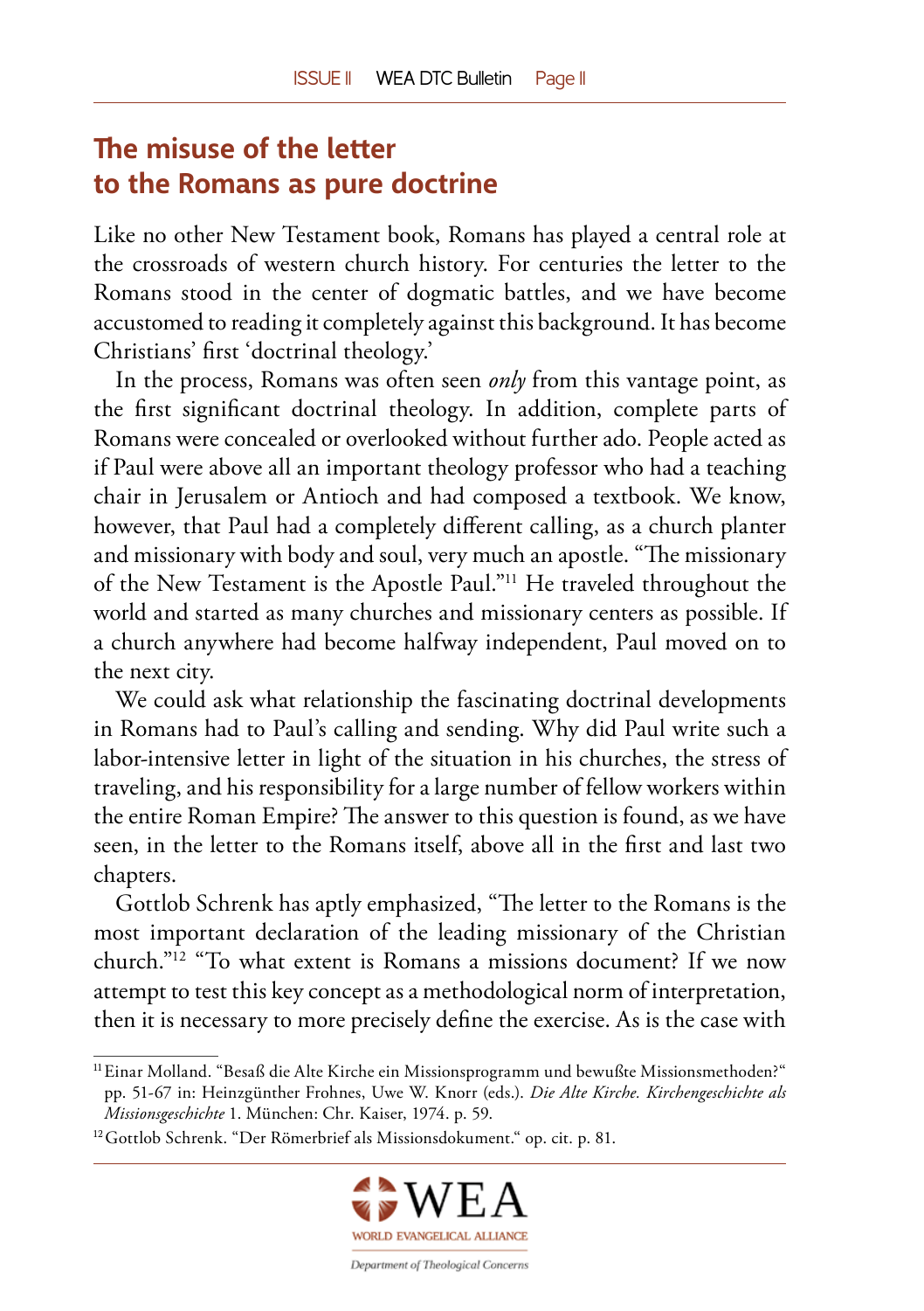## The misuse of the letter to the Romans as pure doctrine

Like no other New Testament book, Romans has played a central role at the crossroads of western church history. For centuries the letter to the Romans stood in the center of dogmatic battles, and we have become accustomed to reading it completely against this background. It has become Christians' first 'doctrinal theology.'

In the process, Romans was often seen *only* from this vantage point, as the first significant doctrinal theology. In addition, complete parts of Romans were concealed or overlooked without further ado. People acted as if Paul were above all an important theology professor who had a teaching chair in Jerusalem or Antioch and had composed a textbook. We know, however, that Paul had a completely different calling, as a church planter and missionary with body and soul, very much an apostle. "The missionary of the New Testament is the Apostle Paul."[11] He traveled throughout the world and started as many churches and missionary centers as possible. If a church anywhere had become halfway independent, Paul moved on to the next city.

We could ask what relationship the fascinating doctrinal developments in Romans had to Paul's calling and sending. Why did Paul write such a labor-intensive letter in light of the situation in his churches, the stress of traveling, and his responsibility for a large number of fellow workers within the entire Roman Empire? The answer to this question is found, as we have seen, in the letter to the Romans itself, above all in the first and last two chapters.

Gottlob Schrenk has aptly emphasized, "The letter to the Romans is the most important declaration of the leading missionary of the Christian church."[12] "To what extent is Romans a missions document? If we now attempt to test this key concept as a methodological norm of interpretation, then it is necessary to more precisely define the exercise. As is the case with

---

[11] Einar Molland. "Besaß die Alte Kirche ein Missionsprogramm und bewußte Missionsmethoden?" pp. 51-67 in: Heinzgünther Frohnes, Uwe W. Knorr (eds.). *Die Alte Kirche. Kirchengeschichte als Missionsgeschichte* 1. München: Chr. Kaiser, 1974. p. 59.

[12] Gottlob Schrenk. "Der Römerbrief als Missionsdokument." op. cit. p. 81.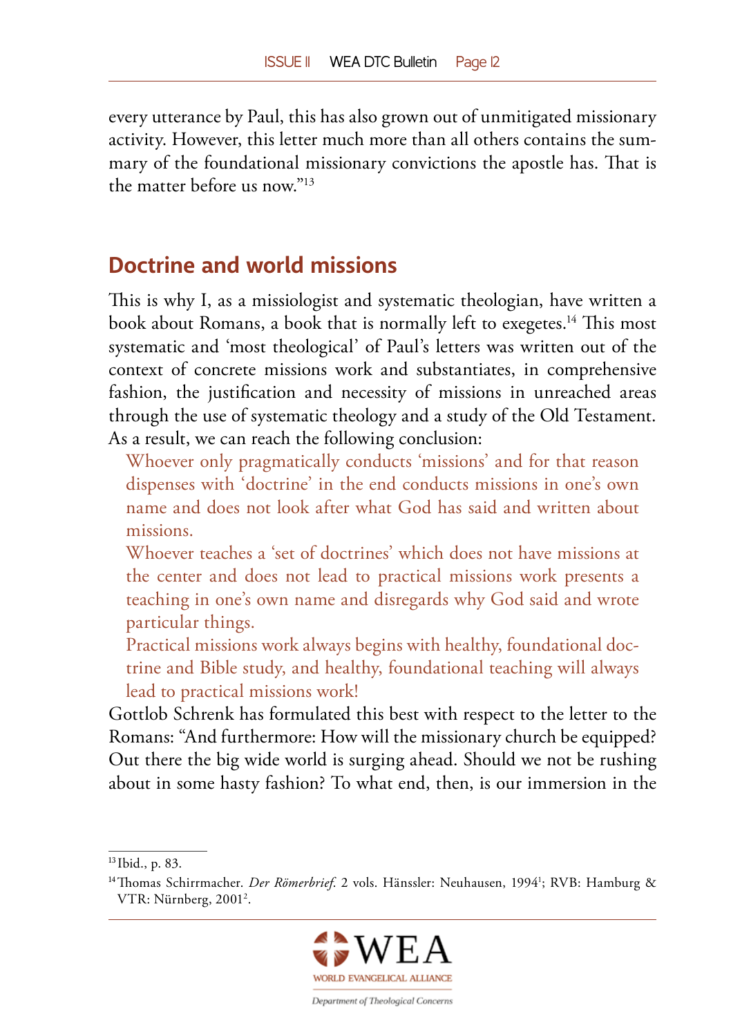every utterance by Paul, this has also grown out of unmitigated missionary activity. However, this letter much more than all others contains the summary of the foundational missionary convictions the apostle has. That is the matter before us now."[13]

## Doctrine and world missions

This is why I, as a missiologist and systematic theologian, have written a book about Romans, a book that is normally left to exegetes.[14] This most systematic and 'most theological' of Paul's letters was written out of the context of concrete missions work and substantiates, in comprehensive fashion, the justification and necessity of missions in unreached areas through the use of systematic theology and a study of the Old Testament. As a result, we can reach the following conclusion:

> Whoever only pragmatically conducts 'missions' and for that reason dispenses with 'doctrine' in the end conducts missions in one's own name and does not look after what God has said and written about missions.
>
> Whoever teaches a 'set of doctrines' which does not have missions at the center and does not lead to practical missions work presents a teaching in one's own name and disregards why God said and wrote particular things.
>
> Practical missions work always begins with healthy, foundational doctrine and Bible study, and healthy, foundational teaching will always lead to practical missions work!

Gottlob Schrenk has formulated this best with respect to the letter to the Romans: "And furthermore: How will the missionary church be equipped? Out there the big wide world is surging ahead. Should we not be rushing about in some hasty fashion? To what end, then, is our immersion in the

---

[13] Ibid., p. 83.

[14] Thomas Schirrmacher. *Der Römerbrief.* 2 vols. Hänssler: Neuhausen, 1994[1]; RVB: Hamburg & VTR: Nürnberg, 2001[2].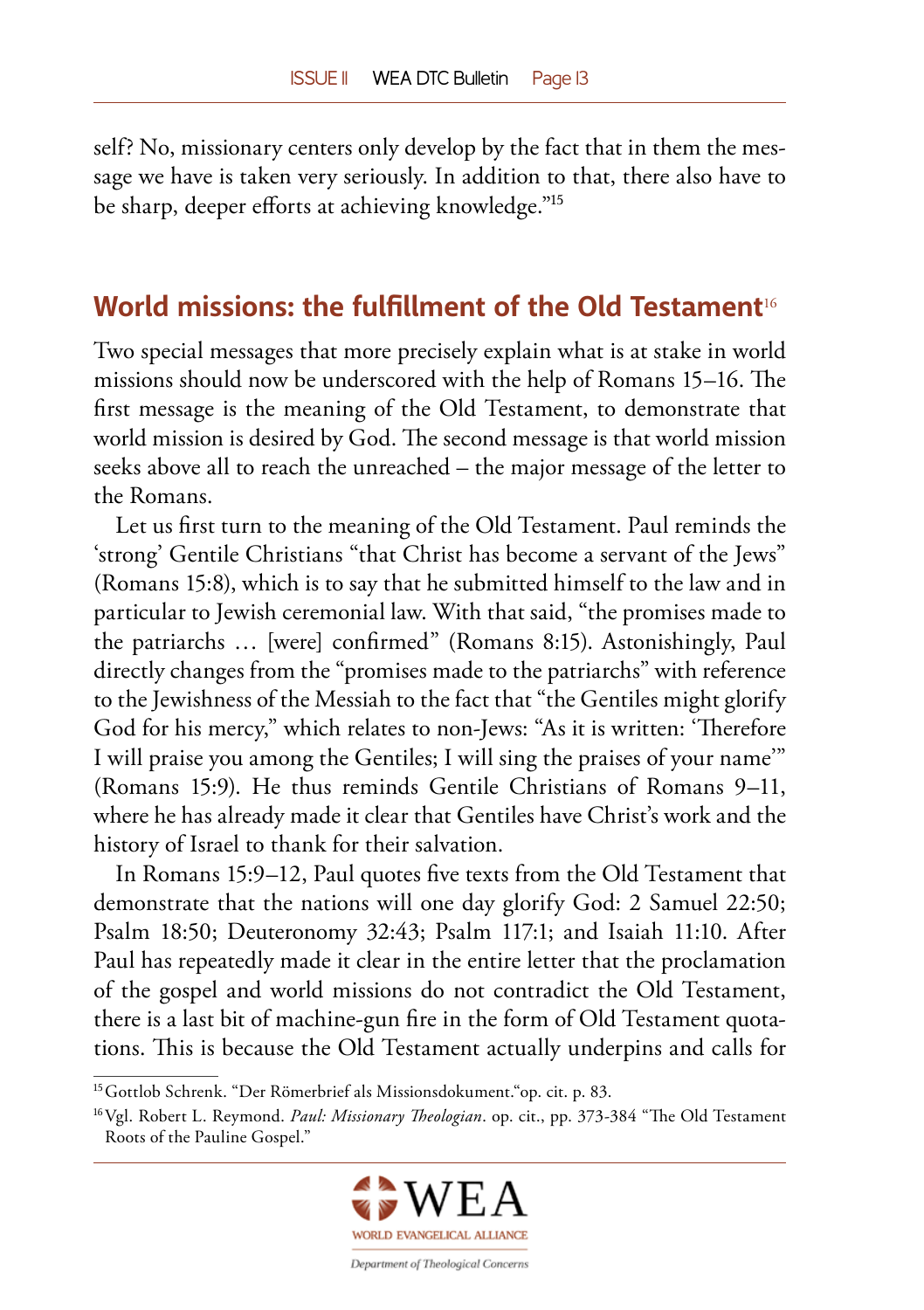self? No, missionary centers only develop by the fact that in them the message we have is taken very seriously. In addition to that, there also have to be sharp, deeper efforts at achieving knowledge."[15]

## World missions: the fulfillment of the Old Testament[16]

Two special messages that more precisely explain what is at stake in world missions should now be underscored with the help of Romans 15–16. The first message is the meaning of the Old Testament, to demonstrate that world mission is desired by God. The second message is that world mission seeks above all to reach the unreached – the major message of the letter to the Romans.

Let us first turn to the meaning of the Old Testament. Paul reminds the 'strong' Gentile Christians "that Christ has become a servant of the Jews" (Romans 15:8), which is to say that he submitted himself to the law and in particular to Jewish ceremonial law. With that said, "the promises made to the patriarchs … [were] confirmed" (Romans 8:15). Astonishingly, Paul directly changes from the "promises made to the patriarchs" with reference to the Jewishness of the Messiah to the fact that "the Gentiles might glorify God for his mercy," which relates to non-Jews: "As it is written: 'Therefore I will praise you among the Gentiles; I will sing the praises of your name'" (Romans 15:9). He thus reminds Gentile Christians of Romans 9–11, where he has already made it clear that Gentiles have Christ's work and the history of Israel to thank for their salvation.

In Romans 15:9–12, Paul quotes five texts from the Old Testament that demonstrate that the nations will one day glorify God: 2 Samuel 22:50; Psalm 18:50; Deuteronomy 32:43; Psalm 117:1; and Isaiah 11:10. After Paul has repeatedly made it clear in the entire letter that the proclamation of the gospel and world missions do not contradict the Old Testament, there is a last bit of machine-gun fire in the form of Old Testament quotations. This is because the Old Testament actually underpins and calls for

---

[15] Gottlob Schrenk. "Der Römerbrief als Missionsdokument."op. cit. p. 83.

[16] Vgl. Robert L. Reymond. *Paul: Missionary Theologian*. op. cit., pp. 373-384 "The Old Testament Roots of the Pauline Gospel."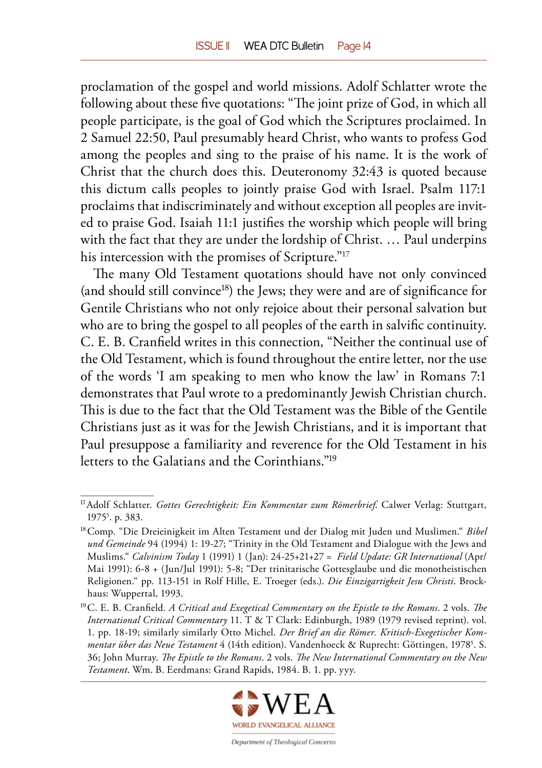proclamation of the gospel and world missions. Adolf Schlatter wrote the following about these five quotations: "The joint prize of God, in which all people participate, is the goal of God which the Scriptures proclaimed. In 2 Samuel 22:50, Paul presumably heard Christ, who wants to profess God among the peoples and sing to the praise of his name. It is the work of Christ that the church does this. Deuteronomy 32:43 is quoted because this dictum calls peoples to jointly praise God with Israel. Psalm 117:1 proclaims that indiscriminately and without exception all peoples are invited to praise God. Isaiah 11:1 justifies the worship which people will bring with the fact that they are under the lordship of Christ. … Paul underpins his intercession with the promises of Scripture."[17]

The many Old Testament quotations should have not only convinced (and should still convince[18]) the Jews; they were and are of significance for Gentile Christians who not only rejoice about their personal salvation but who are to bring the gospel to all peoples of the earth in salvific continuity. C. E. B. Cranfield writes in this connection, "Neither the continual use of the Old Testament, which is found throughout the entire letter, nor the use of the words 'I am speaking to men who know the law' in Romans 7:1 demonstrates that Paul wrote to a predominantly Jewish Christian church. This is due to the fact that the Old Testament was the Bible of the Gentile Christians just as it was for the Jewish Christians, and it is important that Paul presuppose a familiarity and reverence for the Old Testament in his letters to the Galatians and the Corinthians."[19]

---

[17] Adolf Schlatter. *Gottes Gerechtigkeit: Ein Kommentar zum Römerbrief.* Calwer Verlag: Stuttgart, 1975⁵. p. 383.

[18] Comp. "Die Dreieinigkeit im Alten Testament und der Dialog mit Juden und Muslimen." *Bibel und Gemeinde* 94 (1994) 1: 19-27; "Trinity in the Old Testament and Dialogue with the Jews and Muslims." *Calvinism Today* 1 (1991) 1 (Jan): 24-25+21+27 = *Field Update: GR International* (Apr/Mai 1991): 6-8 + (Jun/Jul 1991): 5-8; "Der trinitarische Gottesglaube und die monotheistischen Religionen." pp. 113-151 in Rolf Hille, E. Troeger (eds.). *Die Einzigartigkeit Jesu Christi*. Brockhaus: Wuppertal, 1993.

[19] C. E. B. Cranfield. *A Critical and Exegetical Commentary on the Epistle to the Romans*. 2 vols. *The International Critical Commentary* 11. T & T Clark: Edinburgh, 1989 (1979 revised reprint). vol. 1. pp. 18-19; similarly similarly Otto Michel. *Der Brief an die Römer. Kritisch-Exegetischer Kommentar über das Neue Testament* 4 (14th edition). Vandenhoeck & Ruprecht: Göttingen, 1978⁵. S. 36; John Murray. *The Epistle to the Romans*. 2 vols. *The New International Commentary on the New Testament*. Wm. B. Eerdmans: Grand Rapids, 1984. B. 1. pp. yyy.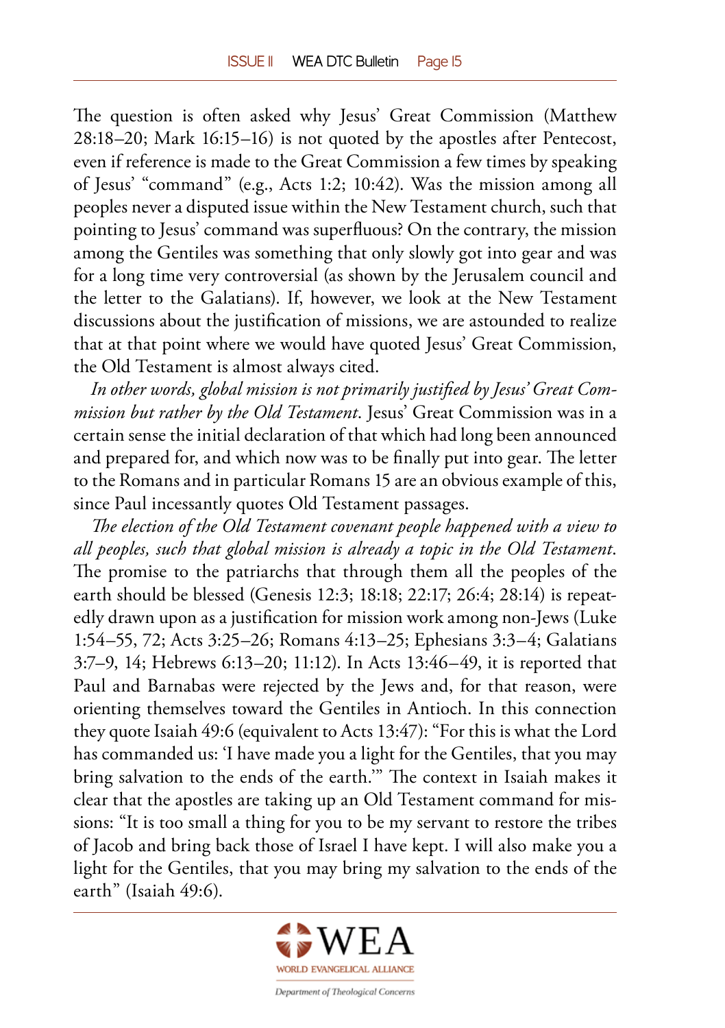The question is often asked why Jesus' Great Commission (Matthew 28:18–20; Mark 16:15–16) is not quoted by the apostles after Pentecost, even if reference is made to the Great Commission a few times by speaking of Jesus' "command" (e.g., Acts 1:2; 10:42). Was the mission among all peoples never a disputed issue within the New Testament church, such that pointing to Jesus' command was superfluous? On the contrary, the mission among the Gentiles was something that only slowly got into gear and was for a long time very controversial (as shown by the Jerusalem council and the letter to the Galatians). If, however, we look at the New Testament discussions about the justification of missions, we are astounded to realize that at that point where we would have quoted Jesus' Great Commission, the Old Testament is almost always cited.

*In other words, global mission is not primarily justified by Jesus' Great Commission but rather by the Old Testament.* Jesus' Great Commission was in a certain sense the initial declaration of that which had long been announced and prepared for, and which now was to be finally put into gear. The letter to the Romans and in particular Romans 15 are an obvious example of this, since Paul incessantly quotes Old Testament passages.

*The election of the Old Testament covenant people happened with a view to all peoples, such that global mission is already a topic in the Old Testament.* The promise to the patriarchs that through them all the peoples of the earth should be blessed (Genesis 12:3; 18:18; 22:17; 26:4; 28:14) is repeatedly drawn upon as a justification for mission work among non-Jews (Luke 1:54–55, 72; Acts 3:25–26; Romans 4:13–25; Ephesians 3:3–4; Galatians 3:7–9, 14; Hebrews 6:13–20; 11:12). In Acts 13:46–49, it is reported that Paul and Barnabas were rejected by the Jews and, for that reason, were orienting themselves toward the Gentiles in Antioch. In this connection they quote Isaiah 49:6 (equivalent to Acts 13:47): "For this is what the Lord has commanded us: 'I have made you a light for the Gentiles, that you may bring salvation to the ends of the earth.'" The context in Isaiah makes it clear that the apostles are taking up an Old Testament command for missions: "It is too small a thing for you to be my servant to restore the tribes of Jacob and bring back those of Israel I have kept. I will also make you a light for the Gentiles, that you may bring my salvation to the ends of the earth" (Isaiah 49:6).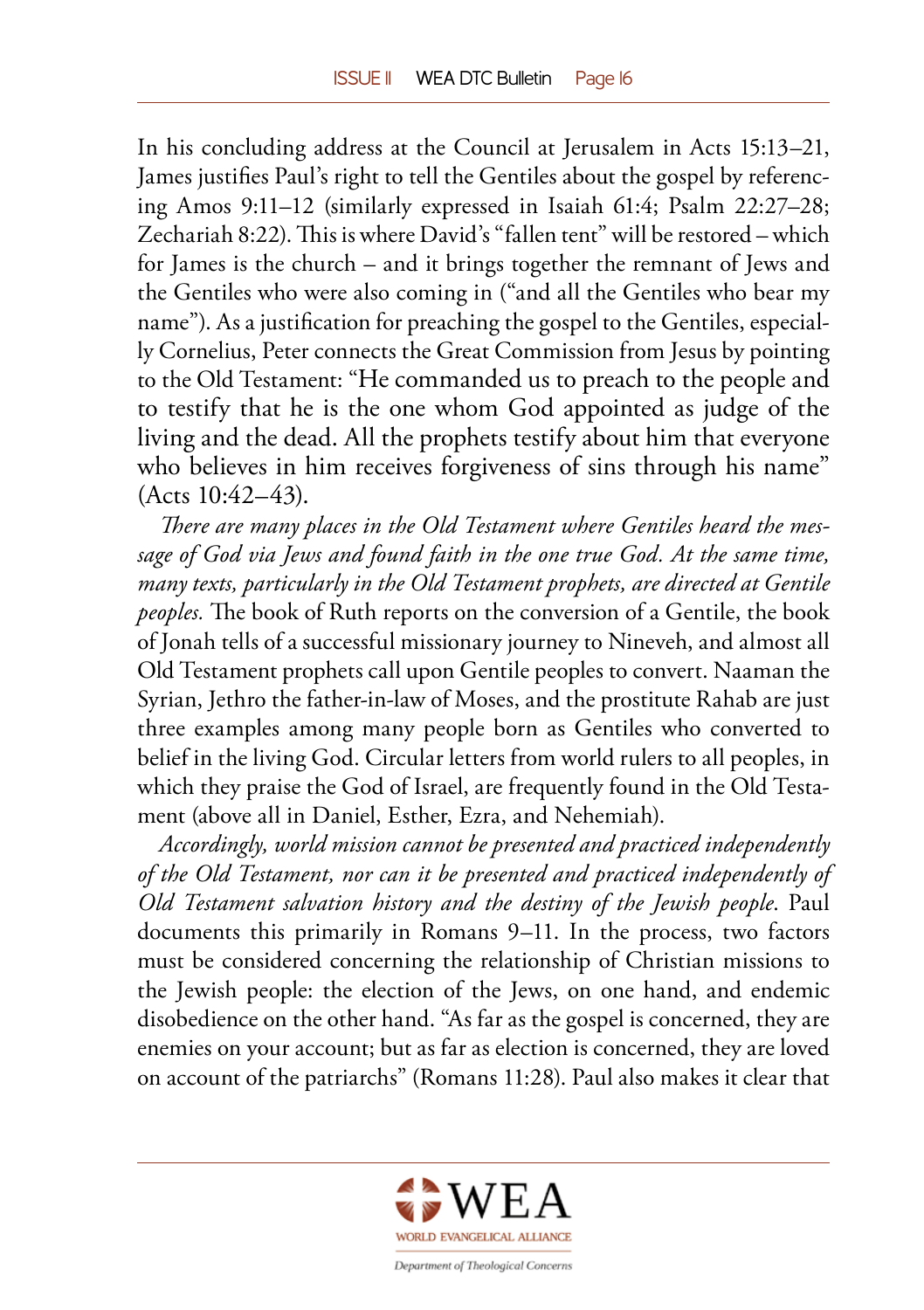In his concluding address at the Council at Jerusalem in Acts 15:13–21, James justifies Paul's right to tell the Gentiles about the gospel by referencing Amos 9:11–12 (similarly expressed in Isaiah 61:4; Psalm 22:27–28; Zechariah 8:22). This is where David's "fallen tent" will be restored – which for James is the church – and it brings together the remnant of Jews and the Gentiles who were also coming in ("and all the Gentiles who bear my name"). As a justification for preaching the gospel to the Gentiles, especially Cornelius, Peter connects the Great Commission from Jesus by pointing to the Old Testament: "He commanded us to preach to the people and to testify that he is the one whom God appointed as judge of the living and the dead. All the prophets testify about him that everyone who believes in him receives forgiveness of sins through his name" (Acts 10:42–43).

*There are many places in the Old Testament where Gentiles heard the message of God via Jews and found faith in the one true God. At the same time, many texts, particularly in the Old Testament prophets, are directed at Gentile peoples.* The book of Ruth reports on the conversion of a Gentile, the book of Jonah tells of a successful missionary journey to Nineveh, and almost all Old Testament prophets call upon Gentile peoples to convert. Naaman the Syrian, Jethro the father-in-law of Moses, and the prostitute Rahab are just three examples among many people born as Gentiles who converted to belief in the living God. Circular letters from world rulers to all peoples, in which they praise the God of Israel, are frequently found in the Old Testament (above all in Daniel, Esther, Ezra, and Nehemiah).

*Accordingly, world mission cannot be presented and practiced independently of the Old Testament, nor can it be presented and practiced independently of Old Testament salvation history and the destiny of the Jewish people*. Paul documents this primarily in Romans 9–11. In the process, two factors must be considered concerning the relationship of Christian missions to the Jewish people: the election of the Jews, on one hand, and endemic disobedience on the other hand. "As far as the gospel is concerned, they are enemies on your account; but as far as election is concerned, they are loved on account of the patriarchs" (Romans 11:28). Paul also makes it clear that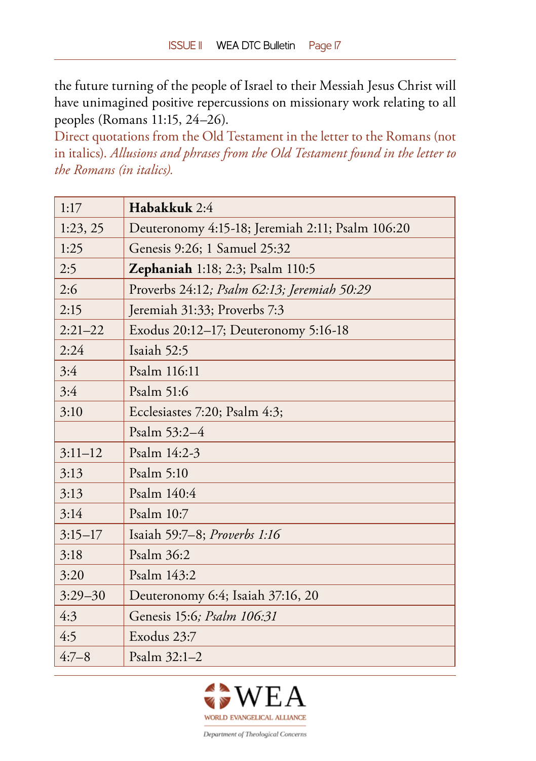the future turning of the people of Israel to their Messiah Jesus Christ will have unimagined positive repercussions on missionary work relating to all peoples (Romans 11:15, 24–26).

Direct quotations from the Old Testament in the letter to the Romans (not in italics). *Allusions and phrases from the Old Testament found in the letter to the Romans (in italics).*

| | |
|---|---|
| 1:17 | **Habakkuk** 2:4 |
| 1:23, 25 | Deuteronomy 4:15-18; Jeremiah 2:11; Psalm 106:20 |
| 1:25 | Genesis 9:26; 1 Samuel 25:32 |
| 2:5 | **Zephaniah** 1:18; 2:3; Psalm 110:5 |
| 2:6 | Proverbs 24:12*; Psalm 62:13; Jeremiah 50:29* |
| 2:15 | Jeremiah 31:33; Proverbs 7:3 |
| 2:21–22 | Exodus 20:12–17; Deuteronomy 5:16-18 |
| 2:24 | Isaiah 52:5 |
| 3:4 | Psalm 116:11 |
| 3:4 | Psalm 51:6 |
| 3:10 | Ecclesiastes 7:20; Psalm 4:3; |
| | Psalm 53:2–4 |
| 3:11–12 | Psalm 14:2-3 |
| 3:13 | Psalm 5:10 |
| 3:13 | Psalm 140:4 |
| 3:14 | Psalm 10:7 |
| 3:15–17 | Isaiah 59:7–8; *Proverbs 1:16* |
| 3:18 | Psalm 36:2 |
| 3:20 | Psalm 143:2 |
| 3:29–30 | Deuteronomy 6:4; Isaiah 37:16, 20 |
| 4:3 | Genesis 15:6*; Psalm 106:31* |
| 4:5 | Exodus 23:7 |
| 4:7–8 | Psalm 32:1–2 |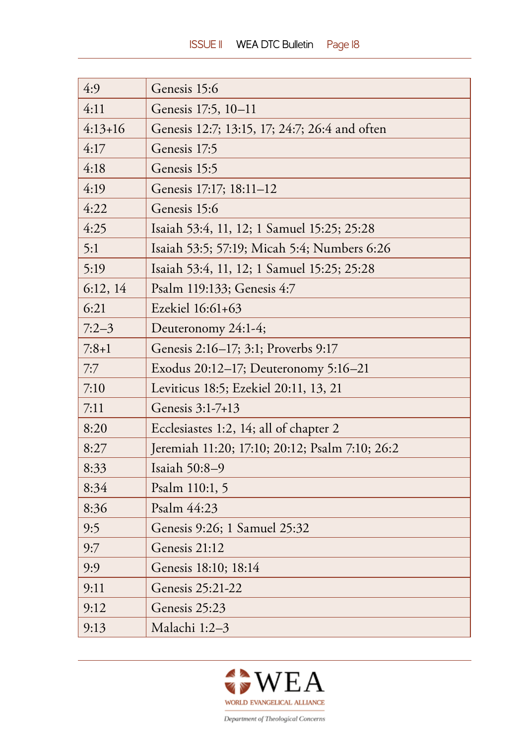| 4:9 | Genesis 15:6 |
|---|---|
| 4:11 | Genesis 17:5, 10–11 |
| 4:13+16 | Genesis 12:7; 13:15, 17; 24:7; 26:4 and often |
| 4:17 | Genesis 17:5 |
| 4:18 | Genesis 15:5 |
| 4:19 | Genesis 17:17; 18:11–12 |
| 4:22 | Genesis 15:6 |
| 4:25 | Isaiah 53:4, 11, 12; 1 Samuel 15:25; 25:28 |
| 5:1 | Isaiah 53:5; 57:19; Micah 5:4; Numbers 6:26 |
| 5:19 | Isaiah 53:4, 11, 12; 1 Samuel 15:25; 25:28 |
| 6:12, 14 | Psalm 119:133; Genesis 4:7 |
| 6:21 | Ezekiel 16:61+63 |
| 7:2–3 | Deuteronomy 24:1-4; |
| 7:8+1 | Genesis 2:16–17; 3:1; Proverbs 9:17 |
| 7:7 | Exodus 20:12–17; Deuteronomy 5:16–21 |
| 7:10 | Leviticus 18:5; Ezekiel 20:11, 13, 21 |
| 7:11 | Genesis 3:1-7+13 |
| 8:20 | Ecclesiastes 1:2, 14; all of chapter 2 |
| 8:27 | Jeremiah 11:20; 17:10; 20:12; Psalm 7:10; 26:2 |
| 8:33 | Isaiah 50:8–9 |
| 8:34 | Psalm 110:1, 5 |
| 8:36 | Psalm 44:23 |
| 9:5 | Genesis 9:26; 1 Samuel 25:32 |
| 9:7 | Genesis 21:12 |
| 9:9 | Genesis 18:10; 18:14 |
| 9:11 | Genesis 25:21-22 |
| 9:12 | Genesis 25:23 |
| 9:13 | Malachi 1:2–3 |

WEA
WORLD EVANGELICAL ALLIANCE
*Department of Theological Concerns*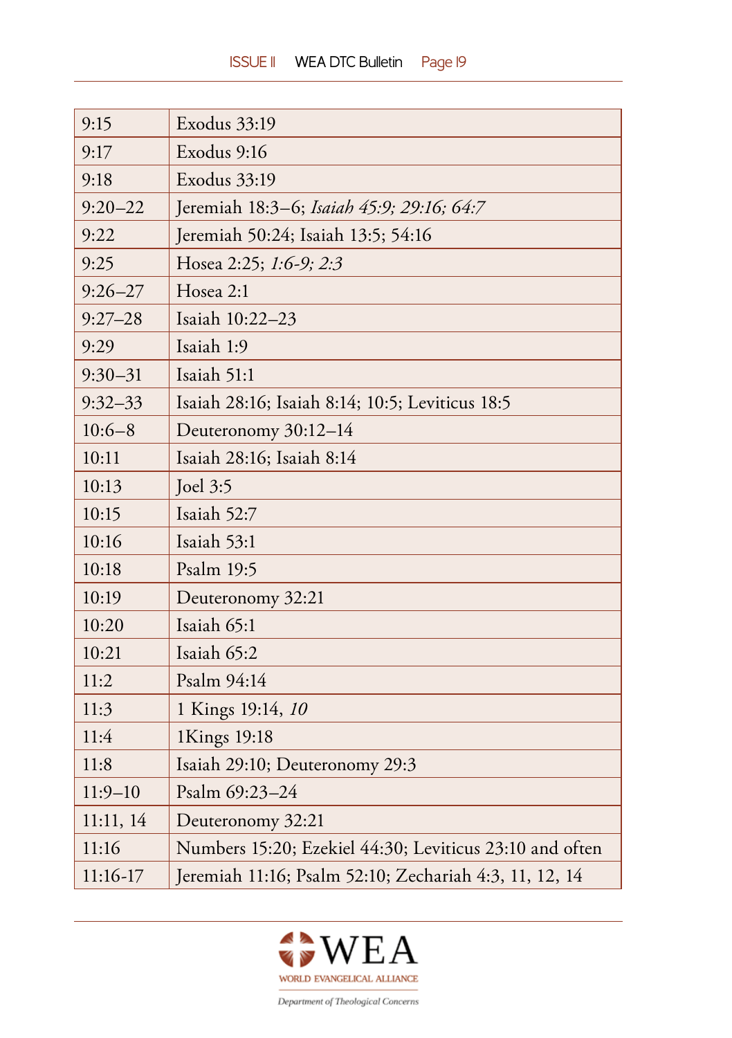| | |
|---|---|
| 9:15 | Exodus 33:19 |
| 9:17 | Exodus 9:16 |
| 9:18 | Exodus 33:19 |
| 9:20–22 | Jeremiah 18:3–6; *Isaiah 45:9; 29:16; 64:7* |
| 9:22 | Jeremiah 50:24; Isaiah 13:5; 54:16 |
| 9:25 | Hosea 2:25; *1:6-9; 2:3* |
| 9:26–27 | Hosea 2:1 |
| 9:27–28 | Isaiah 10:22–23 |
| 9:29 | Isaiah 1:9 |
| 9:30–31 | Isaiah 51:1 |
| 9:32–33 | Isaiah 28:16; Isaiah 8:14; 10:5; Leviticus 18:5 |
| 10:6–8 | Deuteronomy 30:12–14 |
| 10:11 | Isaiah 28:16; Isaiah 8:14 |
| 10:13 | Joel 3:5 |
| 10:15 | Isaiah 52:7 |
| 10:16 | Isaiah 53:1 |
| 10:18 | Psalm 19:5 |
| 10:19 | Deuteronomy 32:21 |
| 10:20 | Isaiah 65:1 |
| 10:21 | Isaiah 65:2 |
| 11:2 | Psalm 94:14 |
| 11:3 | 1 Kings 19:14, *10* |
| 11:4 | 1Kings 19:18 |
| 11:8 | Isaiah 29:10; Deuteronomy 29:3 |
| 11:9–10 | Psalm 69:23–24 |
| 11:11, 14 | Deuteronomy 32:21 |
| 11:16 | Numbers 15:20; Ezekiel 44:30; Leviticus 23:10 and often |
| 11:16-17 | Jeremiah 11:16; Psalm 52:10; Zechariah 4:3, 11, 12, 14 |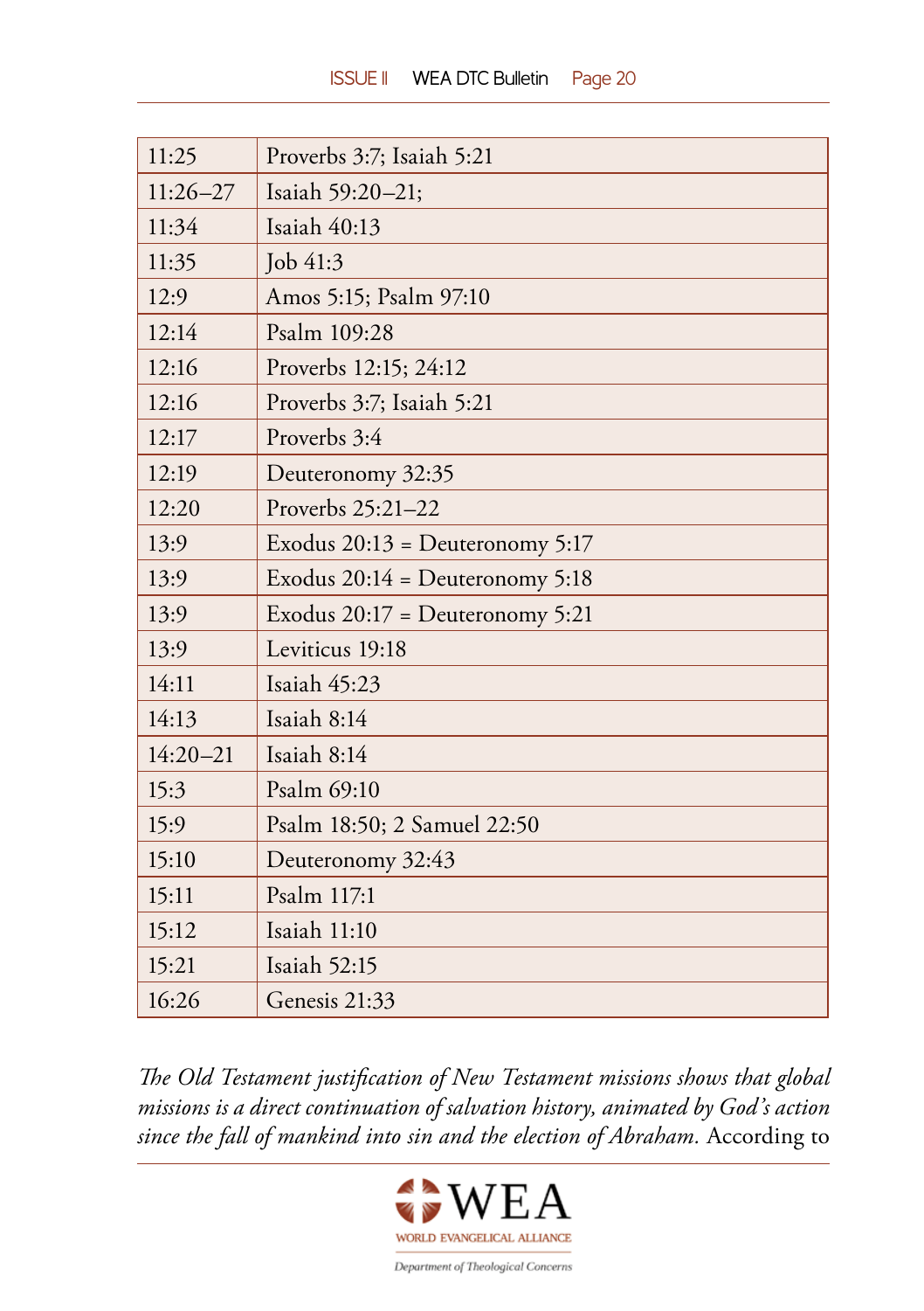| | |
|---|---|
| 11:25 | Proverbs 3:7; Isaiah 5:21 |
| 11:26–27 | Isaiah 59:20–21; |
| 11:34 | Isaiah 40:13 |
| 11:35 | Job 41:3 |
| 12:9 | Amos 5:15; Psalm 97:10 |
| 12:14 | Psalm 109:28 |
| 12:16 | Proverbs 12:15; 24:12 |
| 12:16 | Proverbs 3:7; Isaiah 5:21 |
| 12:17 | Proverbs 3:4 |
| 12:19 | Deuteronomy 32:35 |
| 12:20 | Proverbs 25:21–22 |
| 13:9 | Exodus 20:13 = Deuteronomy 5:17 |
| 13:9 | Exodus 20:14 = Deuteronomy 5:18 |
| 13:9 | Exodus 20:17 = Deuteronomy 5:21 |
| 13:9 | Leviticus 19:18 |
| 14:11 | Isaiah 45:23 |
| 14:13 | Isaiah 8:14 |
| 14:20–21 | Isaiah 8:14 |
| 15:3 | Psalm 69:10 |
| 15:9 | Psalm 18:50; 2 Samuel 22:50 |
| 15:10 | Deuteronomy 32:43 |
| 15:11 | Psalm 117:1 |
| 15:12 | Isaiah 11:10 |
| 15:21 | Isaiah 52:15 |
| 16:26 | Genesis 21:33 |

*The Old Testament justification of New Testament missions shows that global missions is a direct continuation of salvation history, animated by God's action since the fall of mankind into sin and the election of Abraham.* According to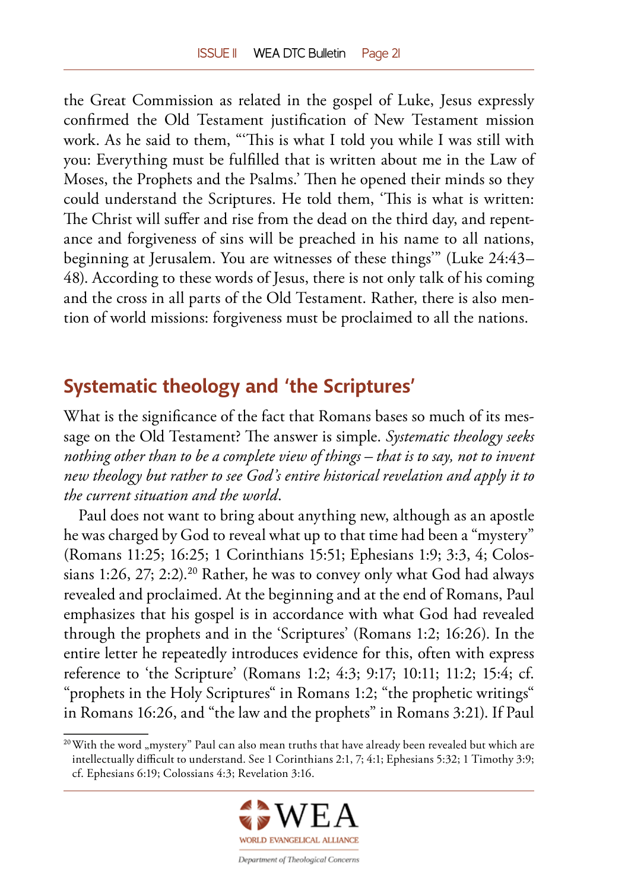the Great Commission as related in the gospel of Luke, Jesus expressly confirmed the Old Testament justification of New Testament mission work. As he said to them, "'This is what I told you while I was still with you: Everything must be fulfilled that is written about me in the Law of Moses, the Prophets and the Psalms.' Then he opened their minds so they could understand the Scriptures. He told them, 'This is what is written: The Christ will suffer and rise from the dead on the third day, and repentance and forgiveness of sins will be preached in his name to all nations, beginning at Jerusalem. You are witnesses of these things'" (Luke 24:43–48). According to these words of Jesus, there is not only talk of his coming and the cross in all parts of the Old Testament. Rather, there is also mention of world missions: forgiveness must be proclaimed to all the nations.

## Systematic theology and 'the Scriptures'

What is the significance of the fact that Romans bases so much of its message on the Old Testament? The answer is simple. *Systematic theology seeks nothing other than to be a complete view of things – that is to say, not to invent new theology but rather to see God's entire historical revelation and apply it to the current situation and the world.*

Paul does not want to bring about anything new, although as an apostle he was charged by God to reveal what up to that time had been a "mystery" (Romans 11:25; 16:25; 1 Corinthians 15:51; Ephesians 1:9; 3:3, 4; Colossians 1:26, 27; 2:2).[20] Rather, he was to convey only what God had always revealed and proclaimed. At the beginning and at the end of Romans, Paul emphasizes that his gospel is in accordance with what God had revealed through the prophets and in the 'Scriptures' (Romans 1:2; 16:26). In the entire letter he repeatedly introduces evidence for this, often with express reference to 'the Scripture' (Romans 1:2; 4:3; 9:17; 10:11; 11:2; 15:4; cf. "prophets in the Holy Scriptures" in Romans 1:2; "the prophetic writings" in Romans 16:26, and "the law and the prophets" in Romans 3:21). If Paul

[20] With the word „mystery" Paul can also mean truths that have already been revealed but which are intellectually difficult to understand. See 1 Corinthians 2:1, 7; 4:1; Ephesians 5:32; 1 Timothy 3:9; cf. Ephesians 6:19; Colossians 4:3; Revelation 3:16.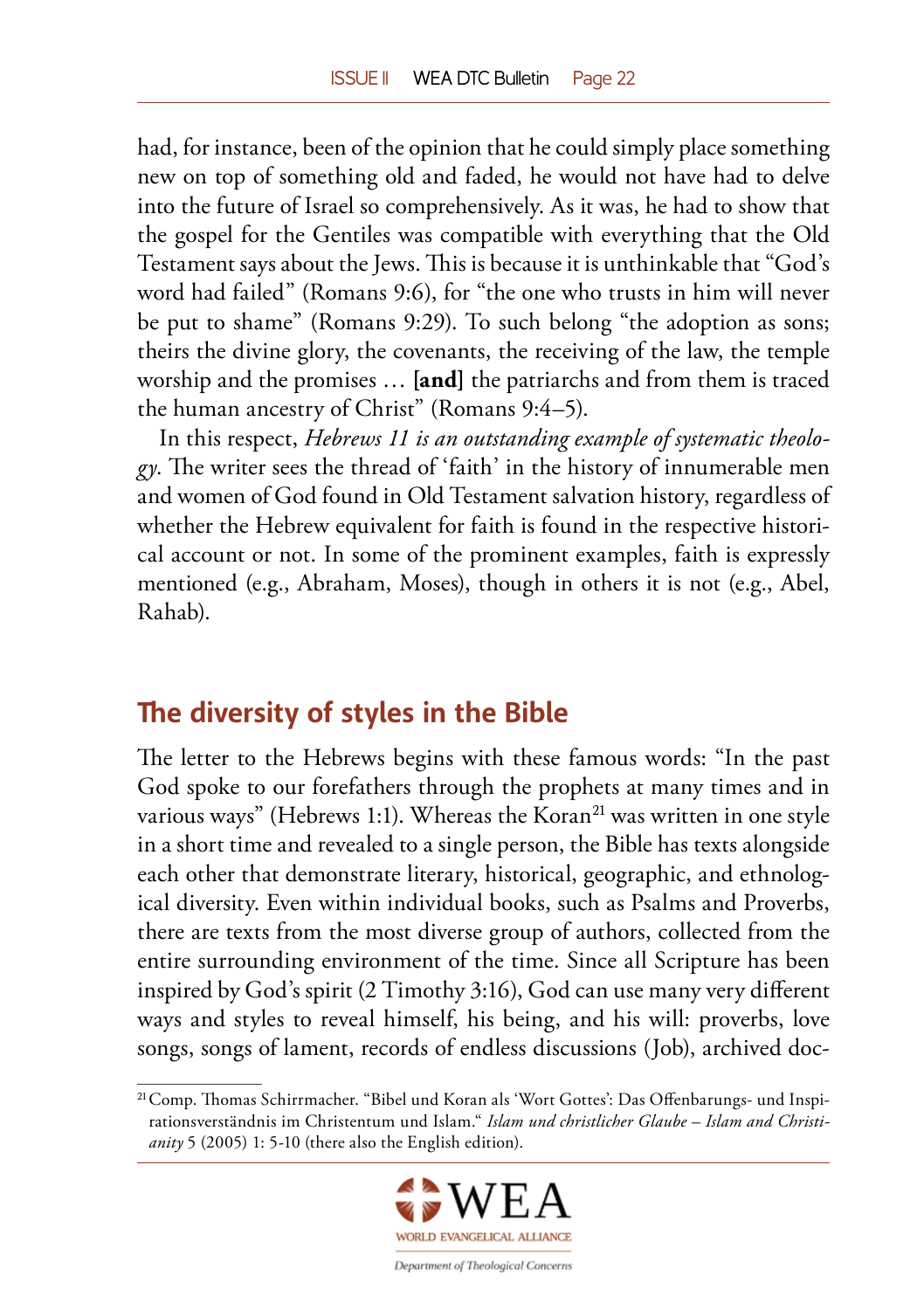had, for instance, been of the opinion that he could simply place something new on top of something old and faded, he would not have had to delve into the future of Israel so comprehensively. As it was, he had to show that the gospel for the Gentiles was compatible with everything that the Old Testament says about the Jews. This is because it is unthinkable that "God's word had failed" (Romans 9:6), for "the one who trusts in him will never be put to shame" (Romans 9:29). To such belong "the adoption as sons; theirs the divine glory, the covenants, the receiving of the law, the temple worship and the promises … **[and]** the patriarchs and from them is traced the human ancestry of Christ" (Romans 9:4–5).

In this respect, *Hebrews 11 is an outstanding example of systematic theology*. The writer sees the thread of 'faith' in the history of innumerable men and women of God found in Old Testament salvation history, regardless of whether the Hebrew equivalent for faith is found in the respective historical account or not. In some of the prominent examples, faith is expressly mentioned (e.g., Abraham, Moses), though in others it is not (e.g., Abel, Rahab).

## The diversity of styles in the Bible

The letter to the Hebrews begins with these famous words: "In the past God spoke to our forefathers through the prophets at many times and in various ways" (Hebrews 1:1). Whereas the Koran[21] was written in one style in a short time and revealed to a single person, the Bible has texts alongside each other that demonstrate literary, historical, geographic, and ethnological diversity. Even within individual books, such as Psalms and Proverbs, there are texts from the most diverse group of authors, collected from the entire surrounding environment of the time. Since all Scripture has been inspired by God's spirit (2 Timothy 3:16), God can use many very different ways and styles to reveal himself, his being, and his will: proverbs, love songs, songs of lament, records of endless discussions (Job), archived doc-

[21] Comp. Thomas Schirrmacher. "Bibel und Koran als 'Wort Gottes': Das Offenbarungs- und Inspirationsverständnis im Christentum und Islam." *Islam und christlicher Glaube – Islam and Christianity* 5 (2005) 1: 5-10 (there also the English edition).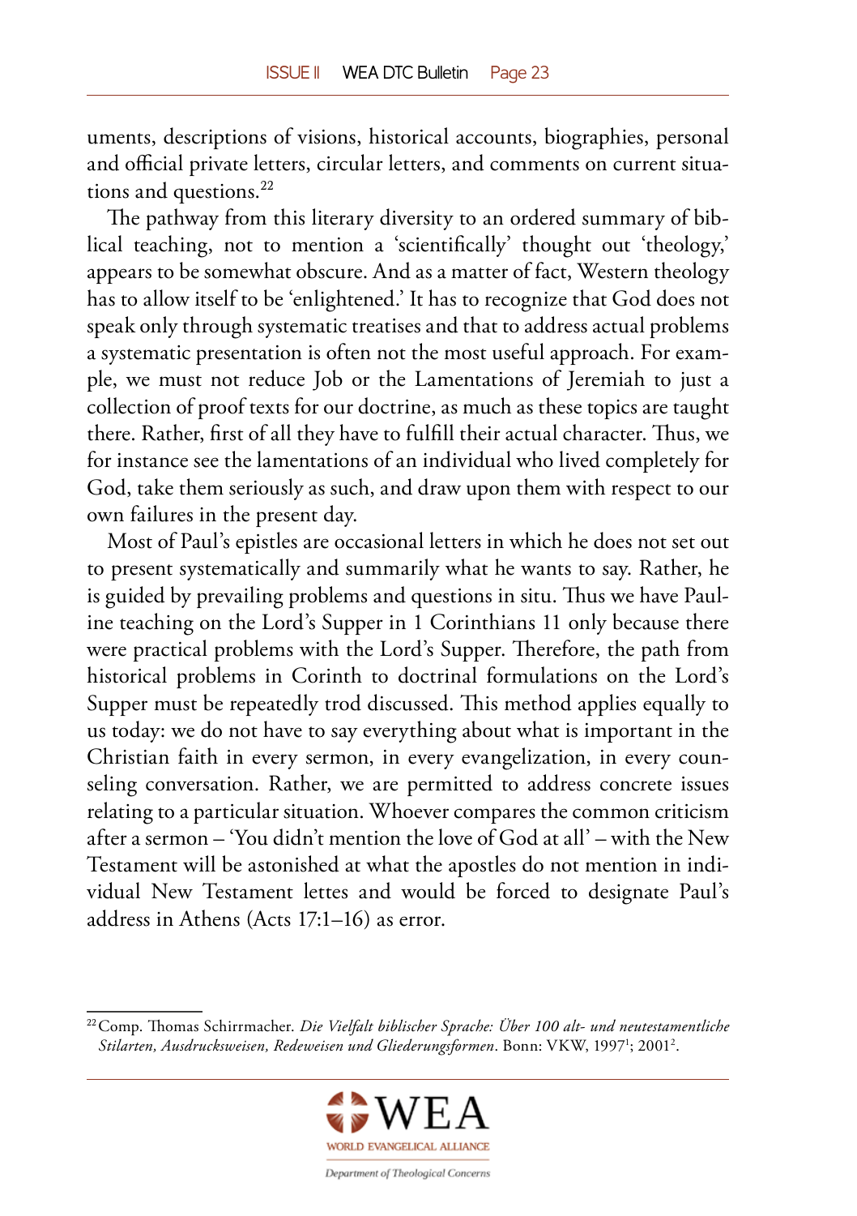uments, descriptions of visions, historical accounts, biographies, personal and official private letters, circular letters, and comments on current situations and questions.[22]

The pathway from this literary diversity to an ordered summary of biblical teaching, not to mention a 'scientifically' thought out 'theology,' appears to be somewhat obscure. And as a matter of fact, Western theology has to allow itself to be 'enlightened.' It has to recognize that God does not speak only through systematic treatises and that to address actual problems a systematic presentation is often not the most useful approach. For example, we must not reduce Job or the Lamentations of Jeremiah to just a collection of proof texts for our doctrine, as much as these topics are taught there. Rather, first of all they have to fulfill their actual character. Thus, we for instance see the lamentations of an individual who lived completely for God, take them seriously as such, and draw upon them with respect to our own failures in the present day.

Most of Paul's epistles are occasional letters in which he does not set out to present systematically and summarily what he wants to say. Rather, he is guided by prevailing problems and questions in situ. Thus we have Pauline teaching on the Lord's Supper in 1 Corinthians 11 only because there were practical problems with the Lord's Supper. Therefore, the path from historical problems in Corinth to doctrinal formulations on the Lord's Supper must be repeatedly trod discussed. This method applies equally to us today: we do not have to say everything about what is important in the Christian faith in every sermon, in every evangelization, in every counseling conversation. Rather, we are permitted to address concrete issues relating to a particular situation. Whoever compares the common criticism after a sermon – 'You didn't mention the love of God at all' – with the New Testament will be astonished at what the apostles do not mention in individual New Testament lettes and would be forced to designate Paul's address in Athens (Acts 17:1–16) as error.

---

[22] Comp. Thomas Schirrmacher. *Die Vielfalt biblischer Sprache: Über 100 alt- und neutestamentliche Stilarten, Ausdrucksweisen, Redeweisen und Gliederungsformen*. Bonn: VKW, 1997[1]; 2001[2].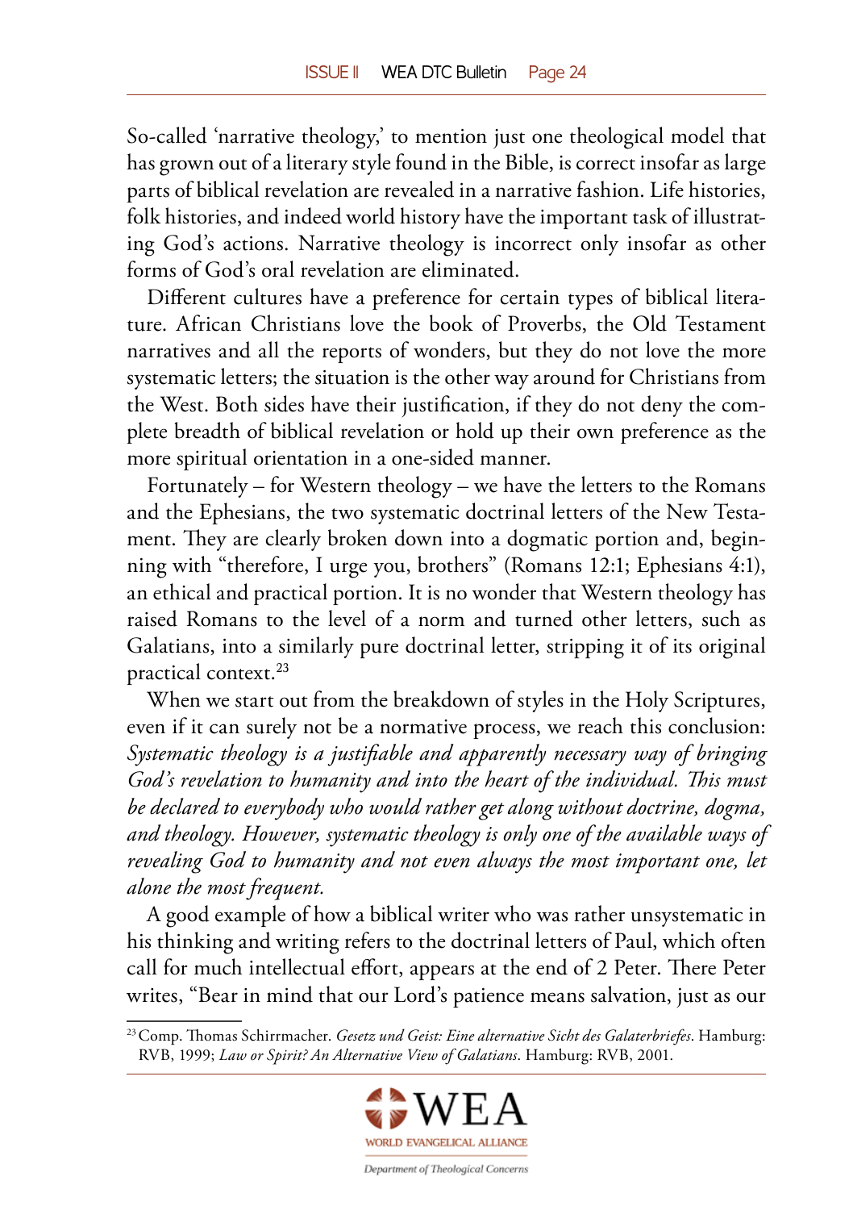So-called 'narrative theology,' to mention just one theological model that has grown out of a literary style found in the Bible, is correct insofar as large parts of biblical revelation are revealed in a narrative fashion. Life histories, folk histories, and indeed world history have the important task of illustrating God's actions. Narrative theology is incorrect only insofar as other forms of God's oral revelation are eliminated.

Different cultures have a preference for certain types of biblical literature. African Christians love the book of Proverbs, the Old Testament narratives and all the reports of wonders, but they do not love the more systematic letters; the situation is the other way around for Christians from the West. Both sides have their justification, if they do not deny the complete breadth of biblical revelation or hold up their own preference as the more spiritual orientation in a one-sided manner.

Fortunately – for Western theology – we have the letters to the Romans and the Ephesians, the two systematic doctrinal letters of the New Testament. They are clearly broken down into a dogmatic portion and, beginning with "therefore, I urge you, brothers" (Romans 12:1; Ephesians 4:1), an ethical and practical portion. It is no wonder that Western theology has raised Romans to the level of a norm and turned other letters, such as Galatians, into a similarly pure doctrinal letter, stripping it of its original practical context.[23]

When we start out from the breakdown of styles in the Holy Scriptures, even if it can surely not be a normative process, we reach this conclusion: *Systematic theology is a justifiable and apparently necessary way of bringing God's revelation to humanity and into the heart of the individual. This must be declared to everybody who would rather get along without doctrine, dogma, and theology. However, systematic theology is only one of the available ways of revealing God to humanity and not even always the most important one, let alone the most frequent.*

A good example of how a biblical writer who was rather unsystematic in his thinking and writing refers to the doctrinal letters of Paul, which often call for much intellectual effort, appears at the end of 2 Peter. There Peter writes, "Bear in mind that our Lord's patience means salvation, just as our

[23] Comp. Thomas Schirrmacher. *Gesetz und Geist: Eine alternative Sicht des Galaterbriefes*. Hamburg: RVB, 1999; *Law or Spirit? An Alternative View of Galatians*. Hamburg: RVB, 2001.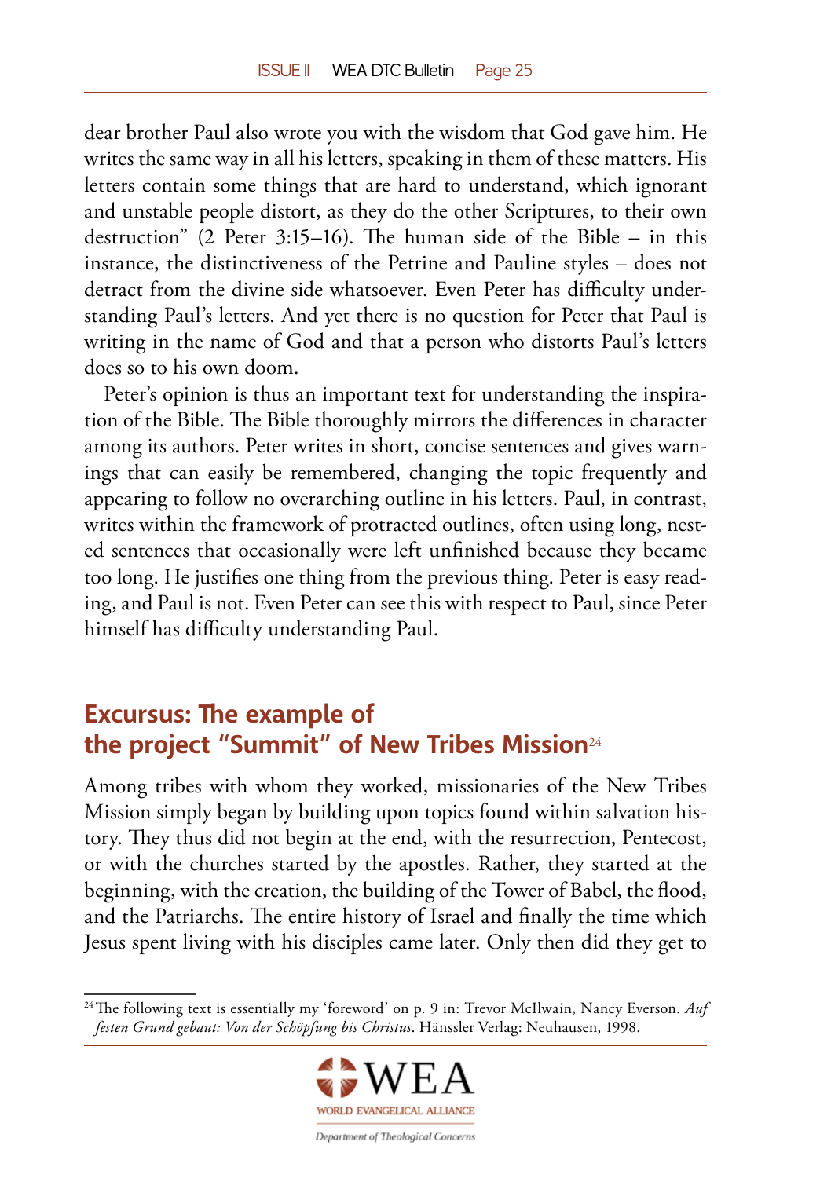dear brother Paul also wrote you with the wisdom that God gave him. He writes the same way in all his letters, speaking in them of these matters. His letters contain some things that are hard to understand, which ignorant and unstable people distort, as they do the other Scriptures, to their own destruction" (2 Peter 3:15–16). The human side of the Bible – in this instance, the distinctiveness of the Petrine and Pauline styles – does not detract from the divine side whatsoever. Even Peter has difficulty understanding Paul's letters. And yet there is no question for Peter that Paul is writing in the name of God and that a person who distorts Paul's letters does so to his own doom.

Peter's opinion is thus an important text for understanding the inspiration of the Bible. The Bible thoroughly mirrors the differences in character among its authors. Peter writes in short, concise sentences and gives warnings that can easily be remembered, changing the topic frequently and appearing to follow no overarching outline in his letters. Paul, in contrast, writes within the framework of protracted outlines, often using long, nested sentences that occasionally were left unfinished because they became too long. He justifies one thing from the previous thing. Peter is easy reading, and Paul is not. Even Peter can see this with respect to Paul, since Peter himself has difficulty understanding Paul.

## Excursus: The example of the project "Summit" of New Tribes Mission[24]

Among tribes with whom they worked, missionaries of the New Tribes Mission simply began by building upon topics found within salvation history. They thus did not begin at the end, with the resurrection, Pentecost, or with the churches started by the apostles. Rather, they started at the beginning, with the creation, the building of the Tower of Babel, the flood, and the Patriarchs. The entire history of Israel and finally the time which Jesus spent living with his disciples came later. Only then did they get to

[24] The following text is essentially my 'foreword' on p. 9 in: Trevor McIlwain, Nancy Everson. *Auf festen Grund gebaut: Von der Schöpfung bis Christus*. Hänssler Verlag: Neuhausen, 1998.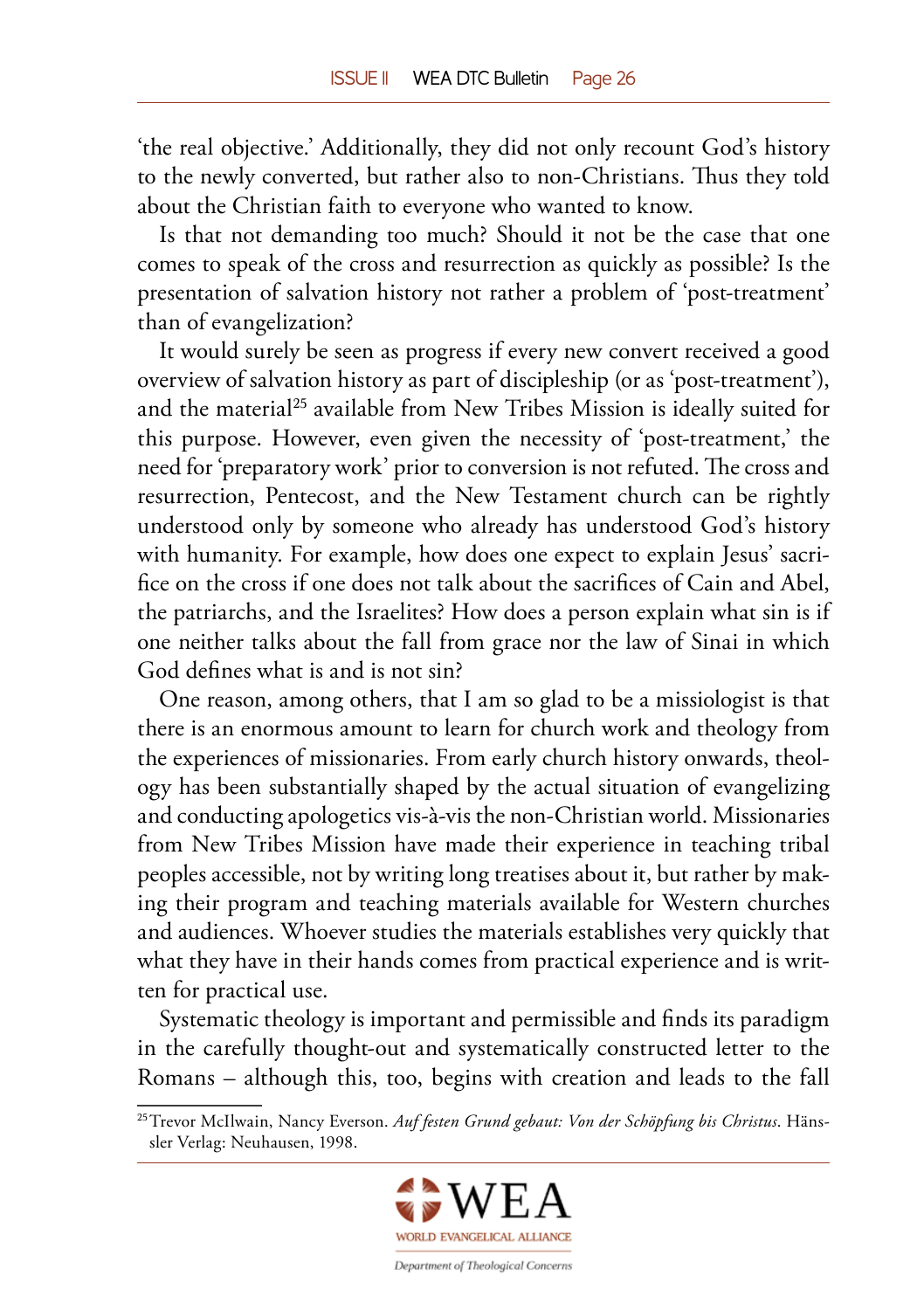'the real objective.' Additionally, they did not only recount God's history to the newly converted, but rather also to non-Christians. Thus they told about the Christian faith to everyone who wanted to know.

Is that not demanding too much? Should it not be the case that one comes to speak of the cross and resurrection as quickly as possible? Is the presentation of salvation history not rather a problem of 'post-treatment' than of evangelization?

It would surely be seen as progress if every new convert received a good overview of salvation history as part of discipleship (or as 'post-treatment'), and the material[25] available from New Tribes Mission is ideally suited for this purpose. However, even given the necessity of 'post-treatment,' the need for 'preparatory work' prior to conversion is not refuted. The cross and resurrection, Pentecost, and the New Testament church can be rightly understood only by someone who already has understood God's history with humanity. For example, how does one expect to explain Jesus' sacrifice on the cross if one does not talk about the sacrifices of Cain and Abel, the patriarchs, and the Israelites? How does a person explain what sin is if one neither talks about the fall from grace nor the law of Sinai in which God defines what is and is not sin?

One reason, among others, that I am so glad to be a missiologist is that there is an enormous amount to learn for church work and theology from the experiences of missionaries. From early church history onwards, theology has been substantially shaped by the actual situation of evangelizing and conducting apologetics vis-à-vis the non-Christian world. Missionaries from New Tribes Mission have made their experience in teaching tribal peoples accessible, not by writing long treatises about it, but rather by making their program and teaching materials available for Western churches and audiences. Whoever studies the materials establishes very quickly that what they have in their hands comes from practical experience and is written for practical use.

Systematic theology is important and permissible and finds its paradigm in the carefully thought-out and systematically constructed letter to the Romans – although this, too, begins with creation and leads to the fall

---

[25] Trevor McIlwain, Nancy Everson. *Auf festen Grund gebaut: Von der Schöpfung bis Christus*. Hänssler Verlag: Neuhausen, 1998.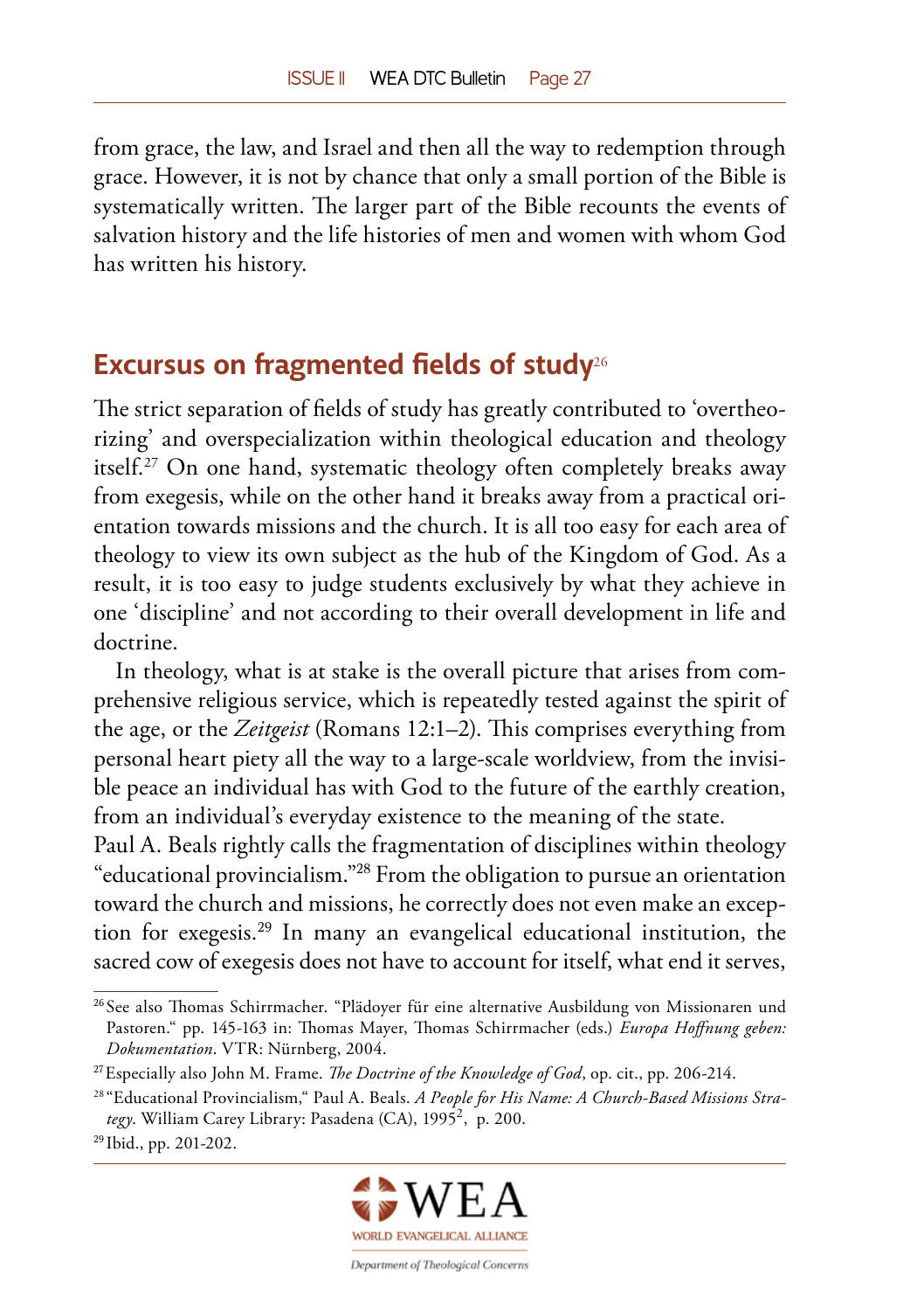from grace, the law, and Israel and then all the way to redemption through grace. However, it is not by chance that only a small portion of the Bible is systematically written. The larger part of the Bible recounts the events of salvation history and the life histories of men and women with whom God has written his history.

## Excursus on fragmented fields of study[26]

The strict separation of fields of study has greatly contributed to 'overtheorizing' and overspecialization within theological education and theology itself.[27] On one hand, systematic theology often completely breaks away from exegesis, while on the other hand it breaks away from a practical orientation towards missions and the church. It is all too easy for each area of theology to view its own subject as the hub of the Kingdom of God. As a result, it is too easy to judge students exclusively by what they achieve in one 'discipline' and not according to their overall development in life and doctrine.

In theology, what is at stake is the overall picture that arises from comprehensive religious service, which is repeatedly tested against the spirit of the age, or the *Zeitgeist* (Romans 12:1–2). This comprises everything from personal heart piety all the way to a large-scale worldview, from the invisible peace an individual has with God to the future of the earthly creation, from an individual's everyday existence to the meaning of the state.

Paul A. Beals rightly calls the fragmentation of disciplines within theology "educational provincialism."[28] From the obligation to pursue an orientation toward the church and missions, he correctly does not even make an exception for exegesis.[29] In many an evangelical educational institution, the sacred cow of exegesis does not have to account for itself, what end it serves,

---

[26] See also Thomas Schirrmacher. "Plädoyer für eine alternative Ausbildung von Missionaren und Pastoren." pp. 145-163 in: Thomas Mayer, Thomas Schirrmacher (eds.) *Europa Hoffnung geben: Dokumentation*. VTR: Nürnberg, 2004.

[27] Especially also John M. Frame. *The Doctrine of the Knowledge of God*, op. cit., pp. 206-214.

[28] "Educational Provincialism," Paul A. Beals. *A People for His Name: A Church-Based Missions Strategy*. William Carey Library: Pasadena (CA), 1995$^2$, p. 200.

[29] Ibid., pp. 201-202.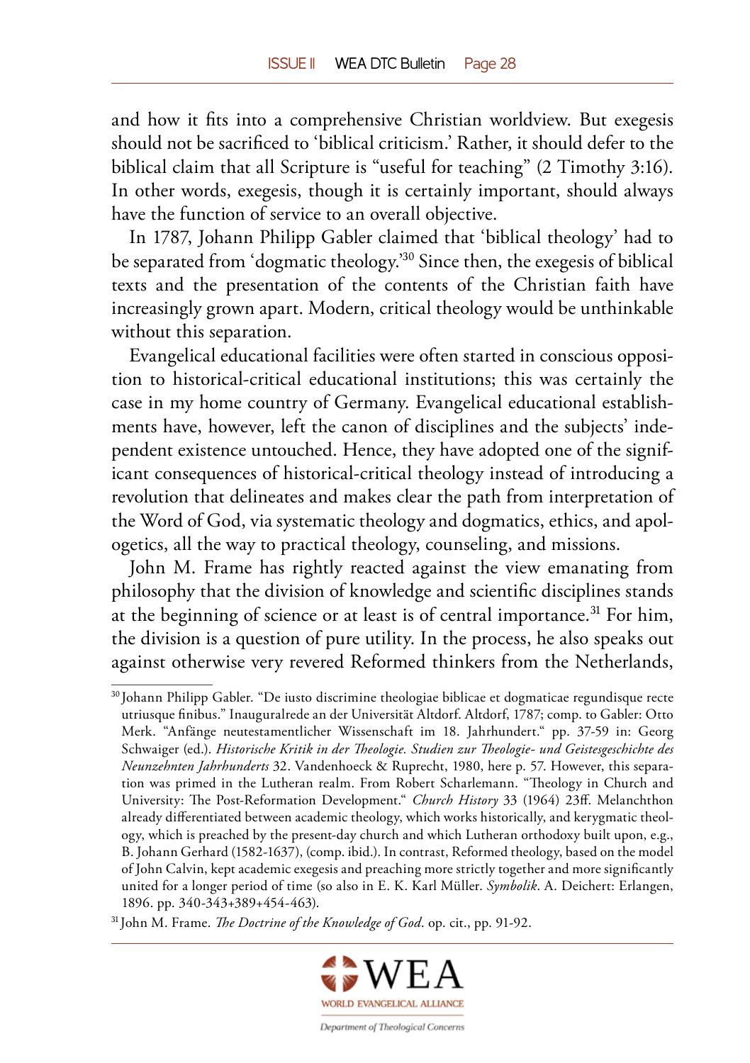and how it fits into a comprehensive Christian worldview. But exegesis should not be sacrificed to 'biblical criticism.' Rather, it should defer to the biblical claim that all Scripture is "useful for teaching" (2 Timothy 3:16). In other words, exegesis, though it is certainly important, should always have the function of service to an overall objective.

In 1787, Johann Philipp Gabler claimed that 'biblical theology' had to be separated from 'dogmatic theology.'[30] Since then, the exegesis of biblical texts and the presentation of the contents of the Christian faith have increasingly grown apart. Modern, critical theology would be unthinkable without this separation.

Evangelical educational facilities were often started in conscious opposition to historical-critical educational institutions; this was certainly the case in my home country of Germany. Evangelical educational establishments have, however, left the canon of disciplines and the subjects' independent existence untouched. Hence, they have adopted one of the significant consequences of historical-critical theology instead of introducing a revolution that delineates and makes clear the path from interpretation of the Word of God, via systematic theology and dogmatics, ethics, and apologetics, all the way to practical theology, counseling, and missions.

John M. Frame has rightly reacted against the view emanating from philosophy that the division of knowledge and scientific disciplines stands at the beginning of science or at least is of central importance.[31] For him, the division is a question of pure utility. In the process, he also speaks out against otherwise very revered Reformed thinkers from the Netherlands,

---

[30] Johann Philipp Gabler. "De iusto discrimine theologiae biblicae et dogmaticae regundisque recte utriusque finibus." Inauguralrede an der Universität Altdorf. Altdorf, 1787; comp. to Gabler: Otto Merk. "Anfänge neutestamentlicher Wissenschaft im 18. Jahrhundert." pp. 37-59 in: Georg Schwaiger (ed.). *Historische Kritik in der Theologie. Studien zur Theologie- und Geistesgeschichte des Neunzehnten Jahrhunderts* 32. Vandenhoeck & Ruprecht, 1980, here p. 57. However, this separation was primed in the Lutheran realm. From Robert Scharlemann. "Theology in Church and University: The Post-Reformation Development." *Church History* 33 (1964) 23ff. Melanchthon already differentiated between academic theology, which works historically, and kerygmatic theology, which is preached by the present-day church and which Lutheran orthodoxy built upon, e.g., B. Johann Gerhard (1582-1637), (comp. ibid.). In contrast, Reformed theology, based on the model of John Calvin, kept academic exegesis and preaching more strictly together and more significantly united for a longer period of time (so also in E. K. Karl Müller. *Symbolik*. A. Deichert: Erlangen, 1896. pp. 340-343+389+454-463).

[31] John M. Frame. *The Doctrine of the Knowledge of God*. op. cit., pp. 91-92.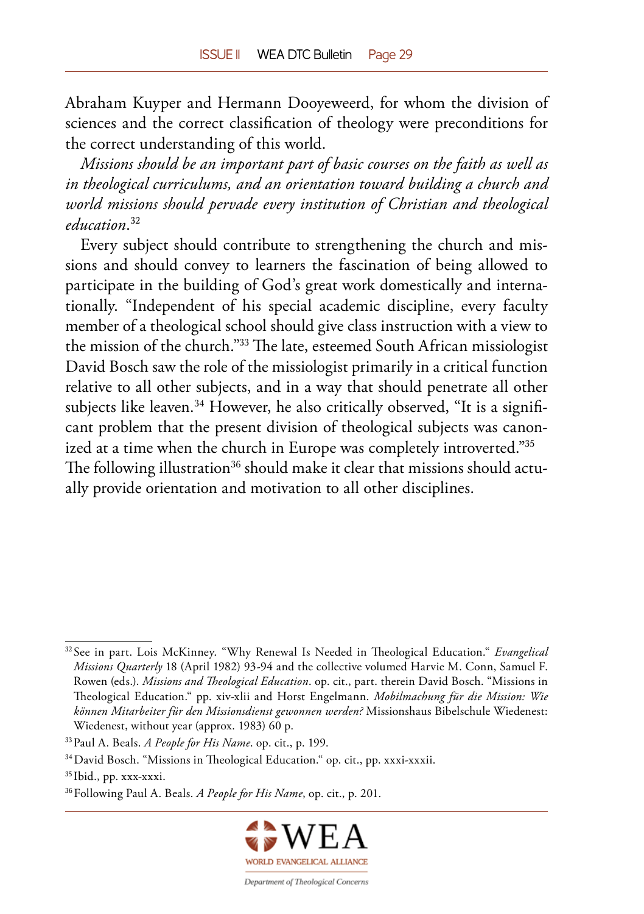Abraham Kuyper and Hermann Dooyeweerd, for whom the division of sciences and the correct classification of theology were preconditions for the correct understanding of this world.

*Missions should be an important part of basic courses on the faith as well as in theological curriculums, and an orientation toward building a church and world missions should pervade every institution of Christian and theological education.*[32]

Every subject should contribute to strengthening the church and missions and should convey to learners the fascination of being allowed to participate in the building of God's great work domestically and internationally. "Independent of his special academic discipline, every faculty member of a theological school should give class instruction with a view to the mission of the church."[33] The late, esteemed South African missiologist David Bosch saw the role of the missiologist primarily in a critical function relative to all other subjects, and in a way that should penetrate all other subjects like leaven.[34] However, he also critically observed, "It is a significant problem that the present division of theological subjects was canonized at a time when the church in Europe was completely introverted."[35] The following illustration[36] should make it clear that missions should actually provide orientation and motivation to all other disciplines.

---

[32] See in part. Lois McKinney. "Why Renewal Is Needed in Theological Education." *Evangelical Missions Quarterly* 18 (April 1982) 93-94 and the collective volumed Harvie M. Conn, Samuel F. Rowen (eds.). *Missions and Theological Education*. op. cit., part. therein David Bosch. "Missions in Theological Education." pp. xiv-xlii and Horst Engelmann. *Mobilmachung für die Mission: Wie können Mitarbeiter für den Missionsdienst gewonnen werden?* Missionshaus Bibelschule Wiedenest: Wiedenest, without year (approx. 1983) 60 p.

[33] Paul A. Beals. *A People for His Name*. op. cit., p. 199.

[34] David Bosch. "Missions in Theological Education." op. cit., pp. xxxi-xxxii.

[35] Ibid., pp. xxx-xxxi.

[36] Following Paul A. Beals. *A People for His Name*, op. cit., p. 201.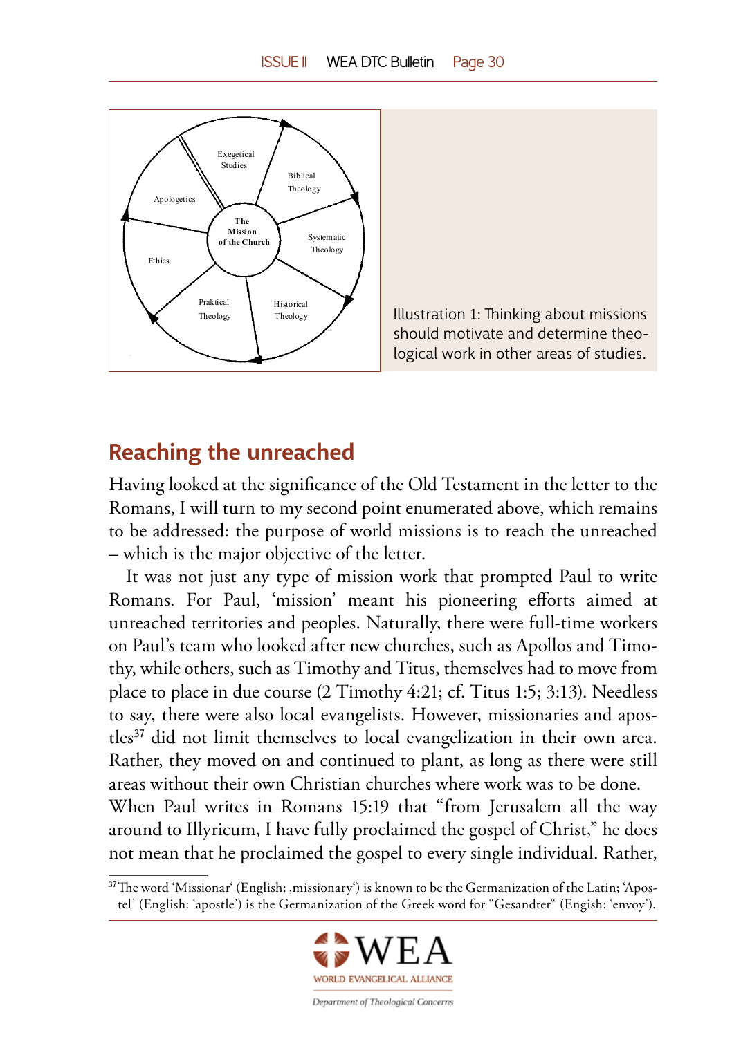The Mission of the Church

Exegetical Studies

Biblical Theology

Systematic Theology

Historical Theology

Praktical Theology

Ethics

Apologetics

Illustration 1: Thinking about missions should motivate and determine theological work in other areas of studies.

## Reaching the unreached

Having looked at the significance of the Old Testament in the letter to the Romans, I will turn to my second point enumerated above, which remains to be addressed: the purpose of world missions is to reach the unreached – which is the major objective of the letter.

It was not just any type of mission work that prompted Paul to write Romans. For Paul, 'mission' meant his pioneering efforts aimed at unreached territories and peoples. Naturally, there were full-time workers on Paul's team who looked after new churches, such as Apollos and Timothy, while others, such as Timothy and Titus, themselves had to move from place to place in due course (2 Timothy 4:21; cf. Titus 1:5; 3:13). Needless to say, there were also local evangelists. However, missionaries and apostles[37] did not limit themselves to local evangelization in their own area. Rather, they moved on and continued to plant, as long as there were still areas without their own Christian churches where work was to be done.

When Paul writes in Romans 15:19 that "from Jerusalem all the way around to Illyricum, I have fully proclaimed the gospel of Christ," he does not mean that he proclaimed the gospel to every single individual. Rather,

[37] The word 'Missionar' (English: ,missionary') is known to be the Germanization of the Latin; 'Apostel' (English: 'apostle') is the Germanization of the Greek word for "Gesandter" (Engish: 'envoy').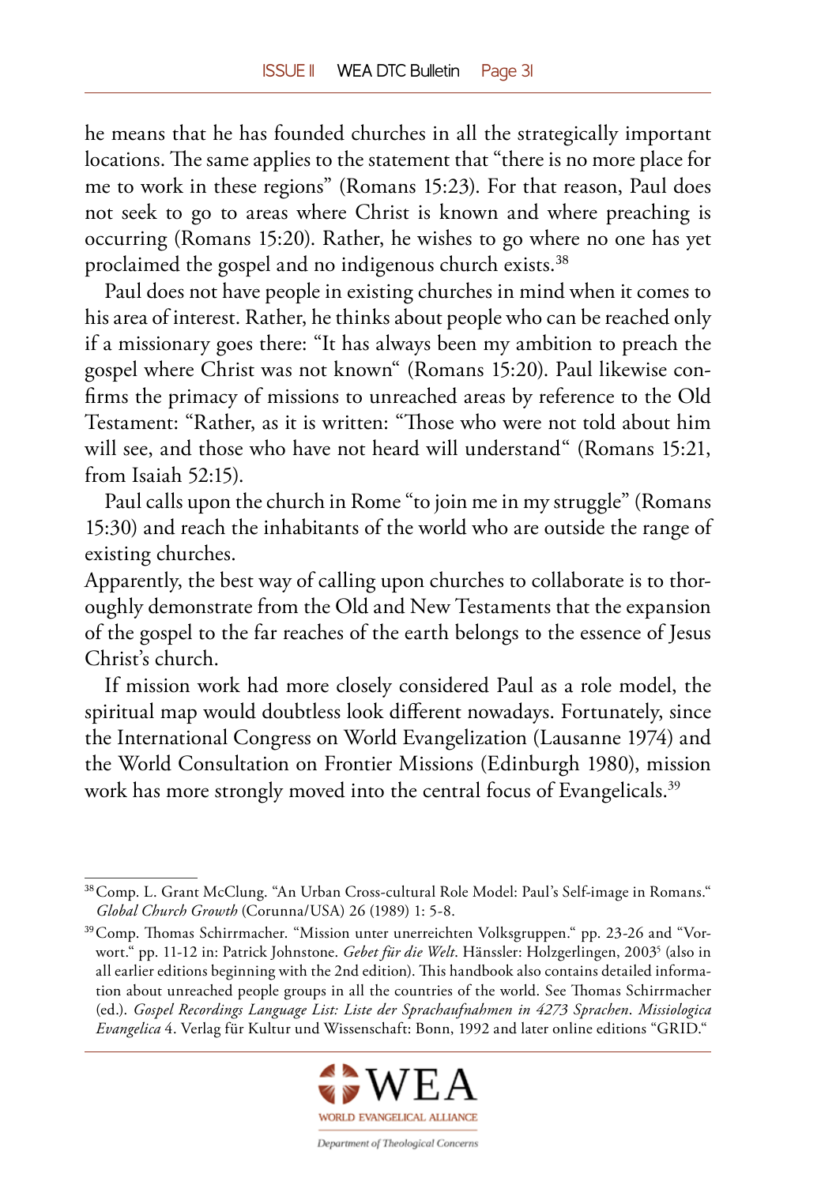he means that he has founded churches in all the strategically important locations. The same applies to the statement that "there is no more place for me to work in these regions" (Romans 15:23). For that reason, Paul does not seek to go to areas where Christ is known and where preaching is occurring (Romans 15:20). Rather, he wishes to go where no one has yet proclaimed the gospel and no indigenous church exists.[38]

Paul does not have people in existing churches in mind when it comes to his area of interest. Rather, he thinks about people who can be reached only if a missionary goes there: "It has always been my ambition to preach the gospel where Christ was not known" (Romans 15:20). Paul likewise confirms the primacy of missions to unreached areas by reference to the Old Testament: "Rather, as it is written: "Those who were not told about him will see, and those who have not heard will understand" (Romans 15:21, from Isaiah 52:15).

Paul calls upon the church in Rome "to join me in my struggle" (Romans 15:30) and reach the inhabitants of the world who are outside the range of existing churches.

Apparently, the best way of calling upon churches to collaborate is to thoroughly demonstrate from the Old and New Testaments that the expansion of the gospel to the far reaches of the earth belongs to the essence of Jesus Christ's church.

If mission work had more closely considered Paul as a role model, the spiritual map would doubtless look different nowadays. Fortunately, since the International Congress on World Evangelization (Lausanne 1974) and the World Consultation on Frontier Missions (Edinburgh 1980), mission work has more strongly moved into the central focus of Evangelicals.[39]

---

[38] Comp. L. Grant McClung. "An Urban Cross-cultural Role Model: Paul's Self-image in Romans." *Global Church Growth* (Corunna/USA) 26 (1989) 1: 5-8.

[39] Comp. Thomas Schirrmacher. "Mission unter unerreichten Volksgruppen." pp. 23-26 and "Vorwort." pp. 11-12 in: Patrick Johnstone. *Gebet für die Welt*. Hänssler: Holzgerlingen, 2003[5] (also in all earlier editions beginning with the 2nd edition). This handbook also contains detailed information about unreached people groups in all the countries of the world. See Thomas Schirrmacher (ed.). *Gospel Recordings Language List: Liste der Sprachaufnahmen in 4273 Sprachen*. *Missiologica Evangelica* 4. Verlag für Kultur und Wissenschaft: Bonn, 1992 and later online editions "GRID."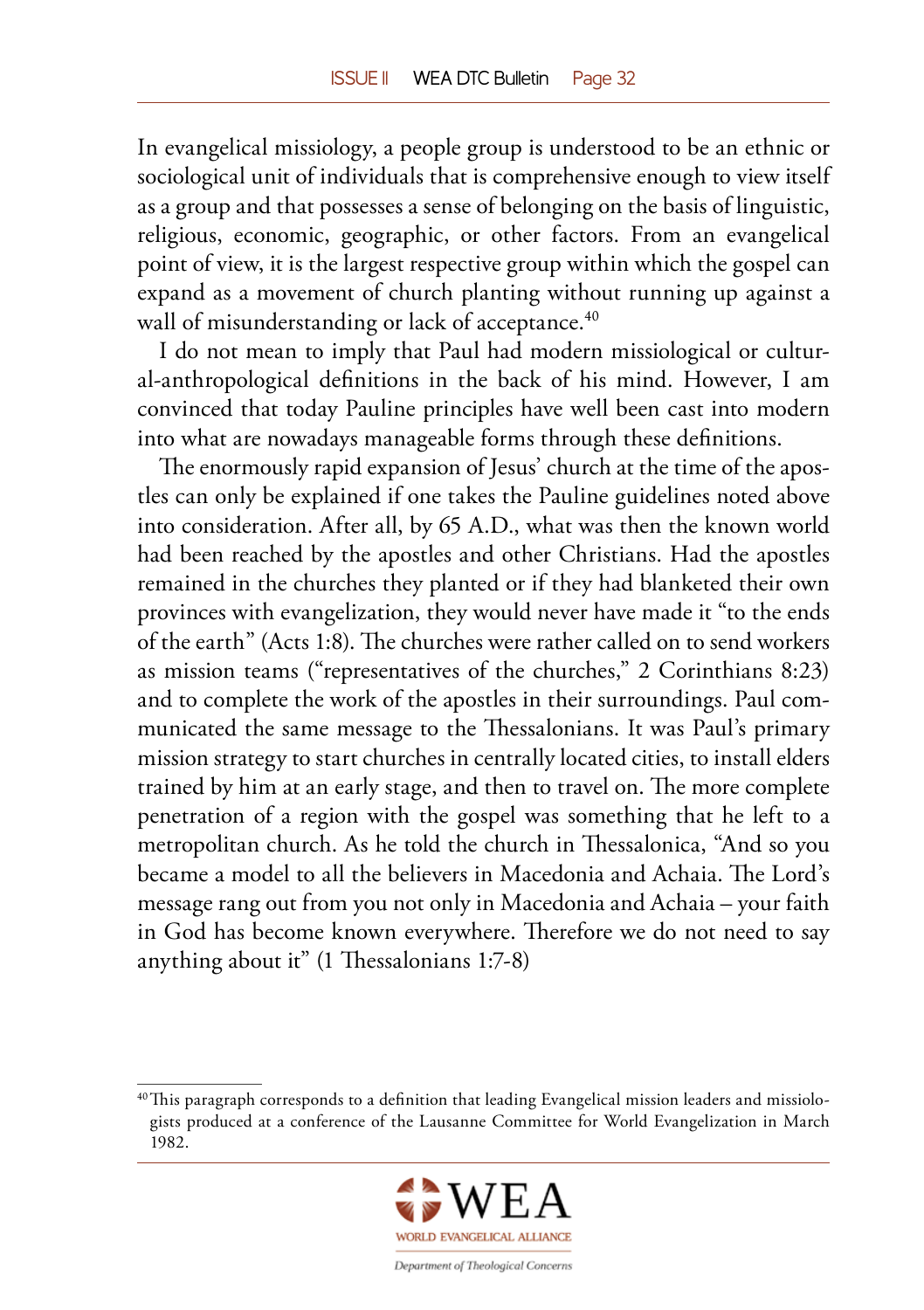In evangelical missiology, a people group is understood to be an ethnic or sociological unit of individuals that is comprehensive enough to view itself as a group and that possesses a sense of belonging on the basis of linguistic, religious, economic, geographic, or other factors. From an evangelical point of view, it is the largest respective group within which the gospel can expand as a movement of church planting without running up against a wall of misunderstanding or lack of acceptance.[40]

I do not mean to imply that Paul had modern missiological or cultural-anthropological definitions in the back of his mind. However, I am convinced that today Pauline principles have well been cast into modern into what are nowadays manageable forms through these definitions.

The enormously rapid expansion of Jesus' church at the time of the apostles can only be explained if one takes the Pauline guidelines noted above into consideration. After all, by 65 A.D., what was then the known world had been reached by the apostles and other Christians. Had the apostles remained in the churches they planted or if they had blanketed their own provinces with evangelization, they would never have made it "to the ends of the earth" (Acts 1:8). The churches were rather called on to send workers as mission teams ("representatives of the churches," 2 Corinthians 8:23) and to complete the work of the apostles in their surroundings. Paul communicated the same message to the Thessalonians. It was Paul's primary mission strategy to start churches in centrally located cities, to install elders trained by him at an early stage, and then to travel on. The more complete penetration of a region with the gospel was something that he left to a metropolitan church. As he told the church in Thessalonica, "And so you became a model to all the believers in Macedonia and Achaia. The Lord's message rang out from you not only in Macedonia and Achaia – your faith in God has become known everywhere. Therefore we do not need to say anything about it" (1 Thessalonians 1:7-8)

---

[40] This paragraph corresponds to a definition that leading Evangelical mission leaders and missiologists produced at a conference of the Lausanne Committee for World Evangelization in March 1982.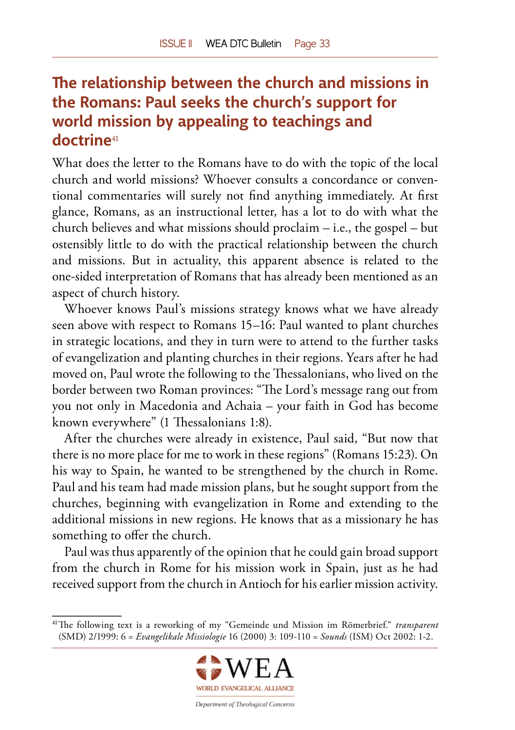## The relationship between the church and missions in the Romans: Paul seeks the church's support for world mission by appealing to teachings and doctrine[41]

What does the letter to the Romans have to do with the topic of the local church and world missions? Whoever consults a concordance or conventional commentaries will surely not find anything immediately. At first glance, Romans, as an instructional letter, has a lot to do with what the church believes and what missions should proclaim – i.e., the gospel – but ostensibly little to do with the practical relationship between the church and missions. But in actuality, this apparent absence is related to the one-sided interpretation of Romans that has already been mentioned as an aspect of church history.

Whoever knows Paul's missions strategy knows what we have already seen above with respect to Romans 15–16: Paul wanted to plant churches in strategic locations, and they in turn were to attend to the further tasks of evangelization and planting churches in their regions. Years after he had moved on, Paul wrote the following to the Thessalonians, who lived on the border between two Roman provinces: "The Lord's message rang out from you not only in Macedonia and Achaia – your faith in God has become known everywhere" (1 Thessalonians 1:8).

After the churches were already in existence, Paul said, "But now that there is no more place for me to work in these regions" (Romans 15:23). On his way to Spain, he wanted to be strengthened by the church in Rome. Paul and his team had made mission plans, but he sought support from the churches, beginning with evangelization in Rome and extending to the additional missions in new regions. He knows that as a missionary he has something to offer the church.

Paul was thus apparently of the opinion that he could gain broad support from the church in Rome for his mission work in Spain, just as he had received support from the church in Antioch for his earlier mission activity.

---

[41] The following text is a reworking of my "Gemeinde und Mission im Römerbrief." *transparent* (SMD) 2/1999: 6 = *Evangelikale Missiologie* 16 (2000) 3: 109-110 = *Sounds* (ISM) Oct 2002: 1-2.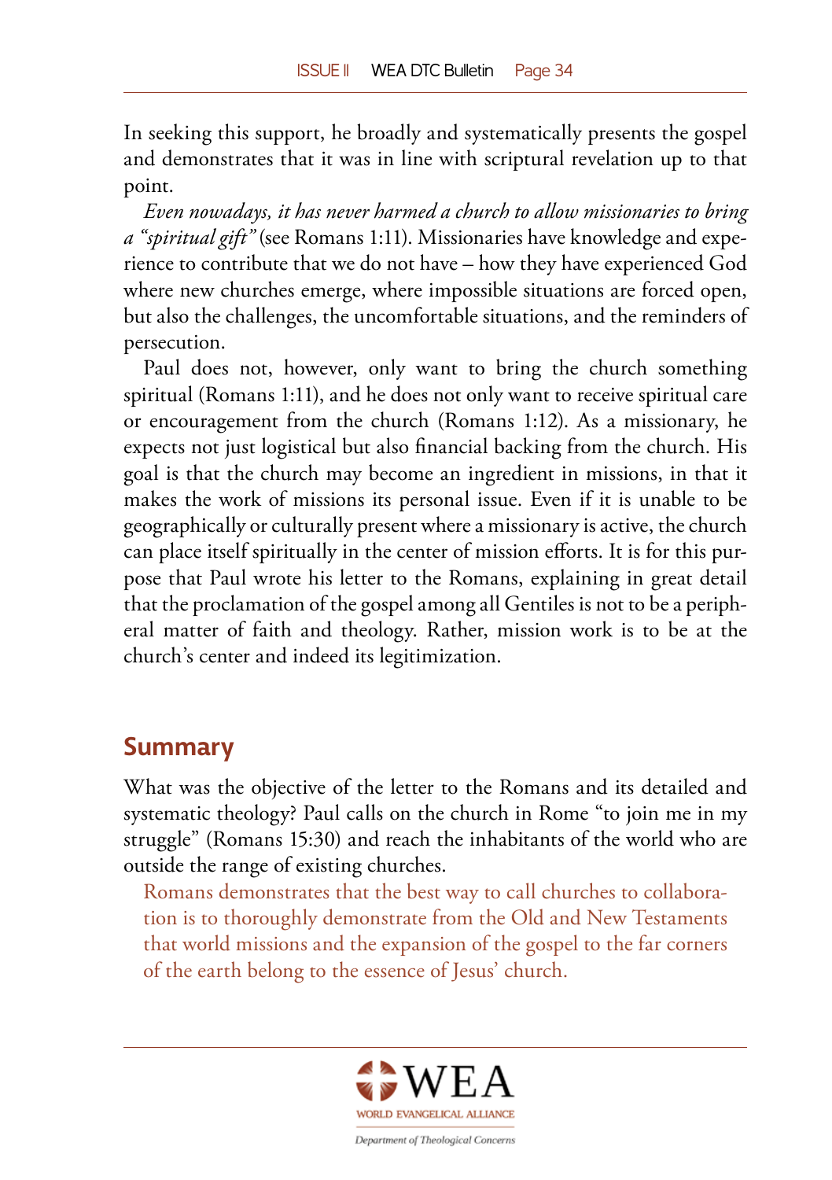In seeking this support, he broadly and systematically presents the gospel and demonstrates that it was in line with scriptural revelation up to that point.

*Even nowadays, it has never harmed a church to allow missionaries to bring a "spiritual gift"* (see Romans 1:11). Missionaries have knowledge and experience to contribute that we do not have – how they have experienced God where new churches emerge, where impossible situations are forced open, but also the challenges, the uncomfortable situations, and the reminders of persecution.

Paul does not, however, only want to bring the church something spiritual (Romans 1:11), and he does not only want to receive spiritual care or encouragement from the church (Romans 1:12). As a missionary, he expects not just logistical but also financial backing from the church. His goal is that the church may become an ingredient in missions, in that it makes the work of missions its personal issue. Even if it is unable to be geographically or culturally present where a missionary is active, the church can place itself spiritually in the center of mission efforts. It is for this purpose that Paul wrote his letter to the Romans, explaining in great detail that the proclamation of the gospel among all Gentiles is not to be a peripheral matter of faith and theology. Rather, mission work is to be at the church's center and indeed its legitimization.

## Summary

What was the objective of the letter to the Romans and its detailed and systematic theology? Paul calls on the church in Rome "to join me in my struggle" (Romans 15:30) and reach the inhabitants of the world who are outside the range of existing churches.

> Romans demonstrates that the best way to call churches to collaboration is to thoroughly demonstrate from the Old and New Testaments that world missions and the expansion of the gospel to the far corners of the earth belong to the essence of Jesus' church.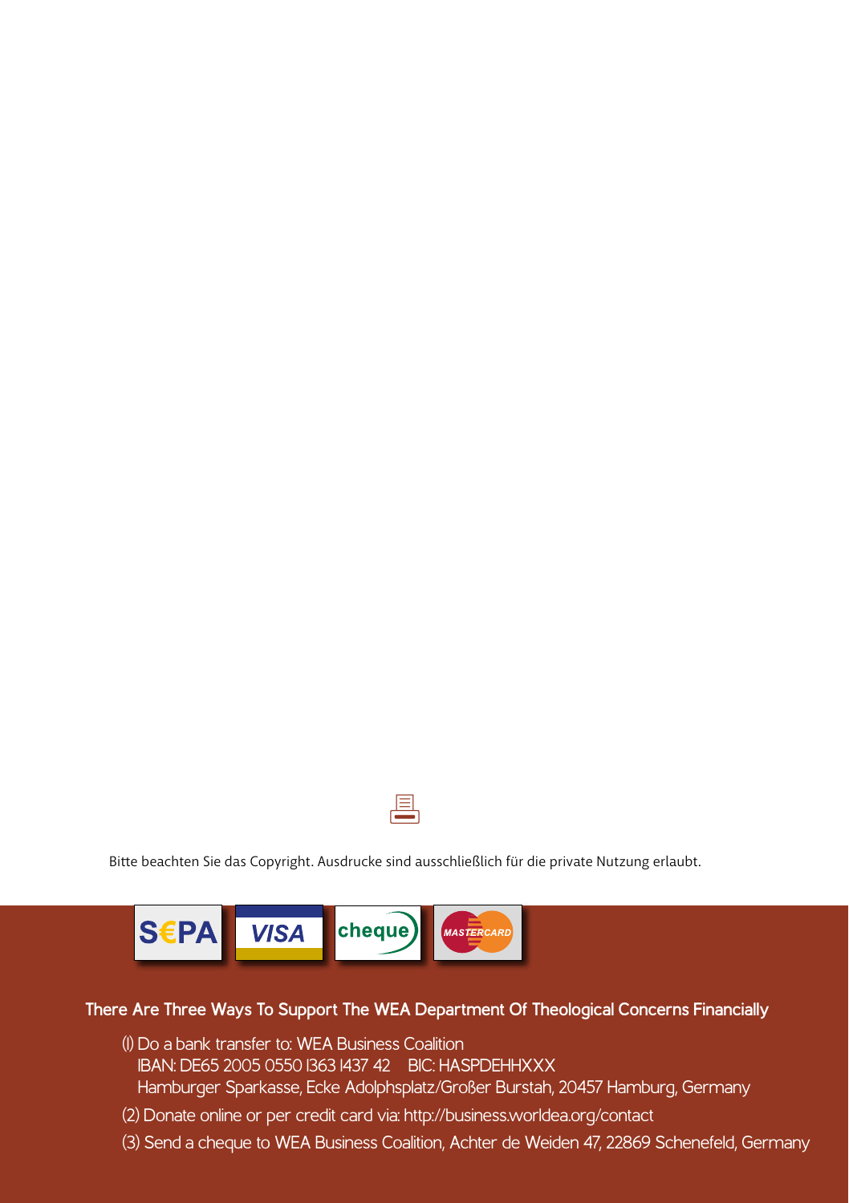Bitte beachten Sie das Copyright. Ausdrucke sind ausschließlich für die private Nutzung erlaubt.

SEPA VISA cheque MASTERCARD

**There Are Three Ways To Support The WEA Department Of Theological Concerns Financially**

(1) Do a bank transfer to: WEA Business Coalition
IBAN: DE65 2005 0550 1363 1437 42 BIC: HASPDEHHXXX
Hamburger Sparkasse, Ecke Adolphsplatz/Großer Burstah, 20457 Hamburg, Germany

(2) Donate online or per credit card via: http://business.worldea.org/contact

(3) Send a cheque to WEA Business Coalition, Achter de Weiden 47, 22869 Schenefeld, Germany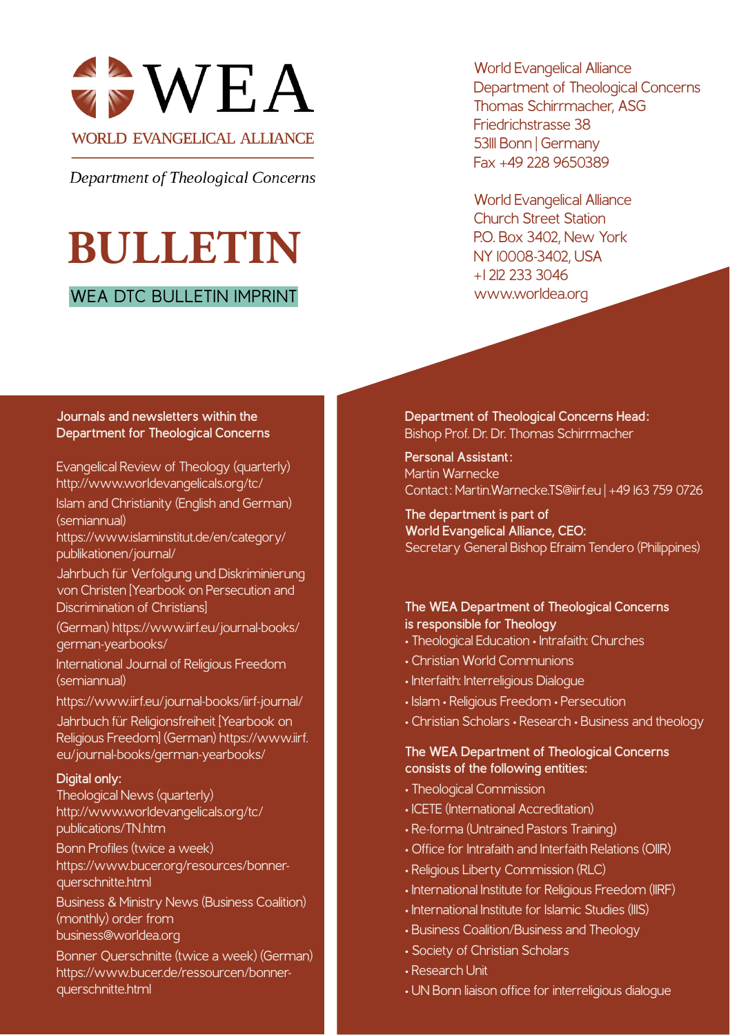# WEA

WORLD EVANGELICAL ALLIANCE

*Department of Theological Concerns*

World Evangelical Alliance
Department of Theological Concerns
Thomas Schirrmacher, ASG
Friedrichstrasse 38
53111 Bonn | Germany
Fax +49 228 9650389

World Evangelical Alliance
Church Street Station
P.O. Box 3402, New York
NY 10008-3402, USA
+1 212 233 3046
www.worldea.org

# BULLETIN

WEA DTC BULLETIN IMPRINT

**Journals and newsletters within the Department for Theological Concerns**

Evangelical Review of Theology (quarterly)
http://www.worldevangelicals.org/tc/

Islam and Christianity (English and German) (semiannual)
https://www.islaminstitut.de/en/category/publikationen/journal/

Jahrbuch für Verfolgung und Diskriminierung von Christen [Yearbook on Persecution and Discrimination of Christians]

(German) https://www.iirf.eu/journal-books/german-yearbooks/

International Journal of Religious Freedom (semiannual)

https://www.iirf.eu/journal-books/iirf-journal/

Jahrbuch für Religionsfreiheit [Yearbook on Religious Freedom] (German) https://www.iirf.eu/journal-books/german-yearbooks/

**Digital only:**

Theological News (quarterly)
http://www.worldevangelicals.org/tc/publications/TN.htm

Bonn Profiles (twice a week)
https://www.bucer.org/resources/bonner-querschnitte.html

Business & Ministry News (Business Coalition) (monthly) order from
business@worldea.org

Bonner Querschnitte (twice a week) (German)
https://www.bucer.de/ressourcen/bonner-querschnitte.html

**Department of Theological Concerns Head:**
Bishop Prof. Dr. Dr. Thomas Schirrmacher

**Personal Assistant:**
Martin Warnecke
Contact: Martin.Warnecke.TS@iirf.eu | +49 163 759 0726

**The department is part of World Evangelical Alliance, CEO:**
Secretary General Bishop Efraim Tendero (Philippines)

**The WEA Department of Theological Concerns is responsible for Theology**

- Theological Education • Intrafaith: Churches
- Christian World Communions
- Interfaith: Interreligious Dialogue
- Islam • Religious Freedom • Persecution
- Christian Scholars • Research • Business and theology

**The WEA Department of Theological Concerns consists of the following entities:**

- Theological Commission
- ICETE (International Accreditation)
- Re-forma (Untrained Pastors Training)
- Office for Intrafaith and Interfaith Relations (OIIR)
- Religious Liberty Commission (RLC)
- International Institute for Religious Freedom (IIRF)
- International Institute for Islamic Studies (IIIS)
- Business Coalition/Business and Theology
- Society of Christian Scholars
- Research Unit
- UN Bonn liaison office for interreligious dialogue